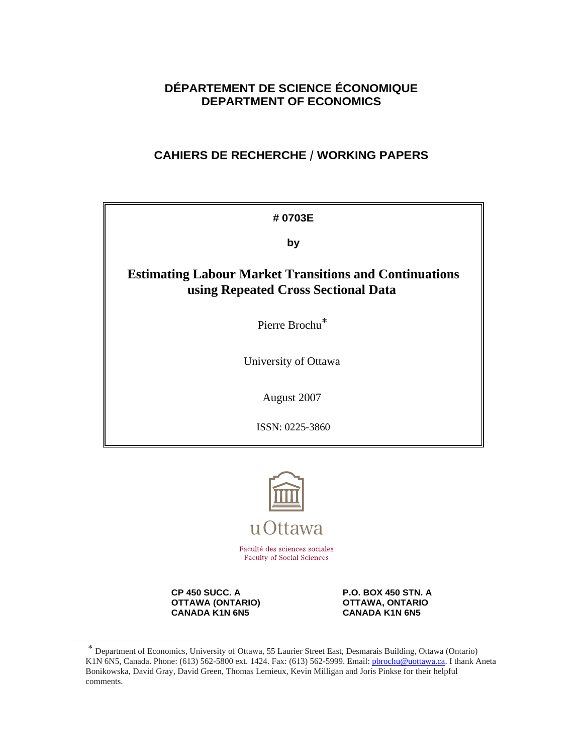**DÉPARTEMENT DE SCIENCE ÉCONOMIQUE**
**DEPARTMENT OF ECONOMICS**

**CAHIERS DE RECHERCHE / WORKING PAPERS**

**# 0703E**

**by**

# Estimating Labour Market Transitions and Continuations using Repeated Cross Sectional Data

Pierre Brochu*

University of Ottawa

August 2007

ISSN: 0225-3860

uOttawa

Faculté des sciences sociales
Faculty of Social Sciences

**CP 450 SUCC. A**
**OTTAWA (ONTARIO)**
**CANADA K1N 6N5**

**P.O. BOX 450 STN. A**
**OTTAWA, ONTARIO**
**CANADA K1N 6N5**

---

* Department of Economics, University of Ottawa, 55 Laurier Street East, Desmarais Building, Ottawa (Ontario) K1N 6N5, Canada. Phone: (613) 562-5800 ext. 1424. Fax: (613) 562-5999. Email: pbrochu@uottawa.ca. I thank Aneta Bonikowska, David Gray, David Green, Thomas Lemieux, Kevin Milligan and Joris Pinkse for their helpful comments.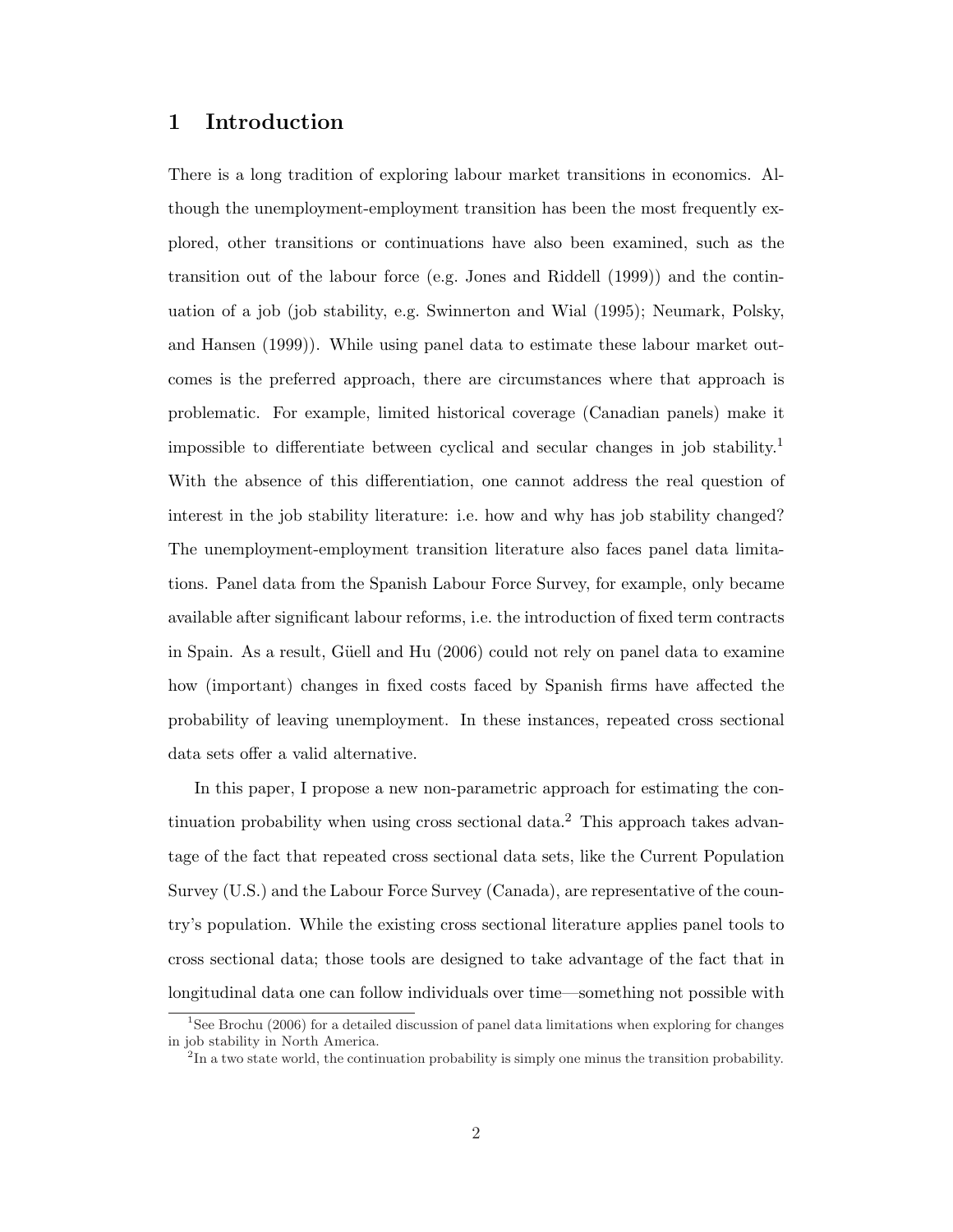# 1 Introduction

There is a long tradition of exploring labour market transitions in economics. Although the unemployment-employment transition has been the most frequently explored, other transitions or continuations have also been examined, such as the transition out of the labour force (e.g. Jones and Riddell (1999)) and the continuation of a job (job stability, e.g. Swinnerton and Wial (1995); Neumark, Polsky, and Hansen (1999)). While using panel data to estimate these labour market outcomes is the preferred approach, there are circumstances where that approach is problematic. For example, limited historical coverage (Canadian panels) make it impossible to differentiate between cyclical and secular changes in job stability.[1] With the absence of this differentiation, one cannot address the real question of interest in the job stability literature: i.e. how and why has job stability changed? The unemployment-employment transition literature also faces panel data limitations. Panel data from the Spanish Labour Force Survey, for example, only became available after significant labour reforms, i.e. the introduction of fixed term contracts in Spain. As a result, Güell and Hu (2006) could not rely on panel data to examine how (important) changes in fixed costs faced by Spanish firms have affected the probability of leaving unemployment. In these instances, repeated cross sectional data sets offer a valid alternative.

In this paper, I propose a new non-parametric approach for estimating the continuation probability when using cross sectional data.[2] This approach takes advantage of the fact that repeated cross sectional data sets, like the Current Population Survey (U.S.) and the Labour Force Survey (Canada), are representative of the country's population. While the existing cross sectional literature applies panel tools to cross sectional data; those tools are designed to take advantage of the fact that in longitudinal data one can follow individuals over time—something not possible with

[1] See Brochu (2006) for a detailed discussion of panel data limitations when exploring for changes in job stability in North America.

[2] In a two state world, the continuation probability is simply one minus the transition probability.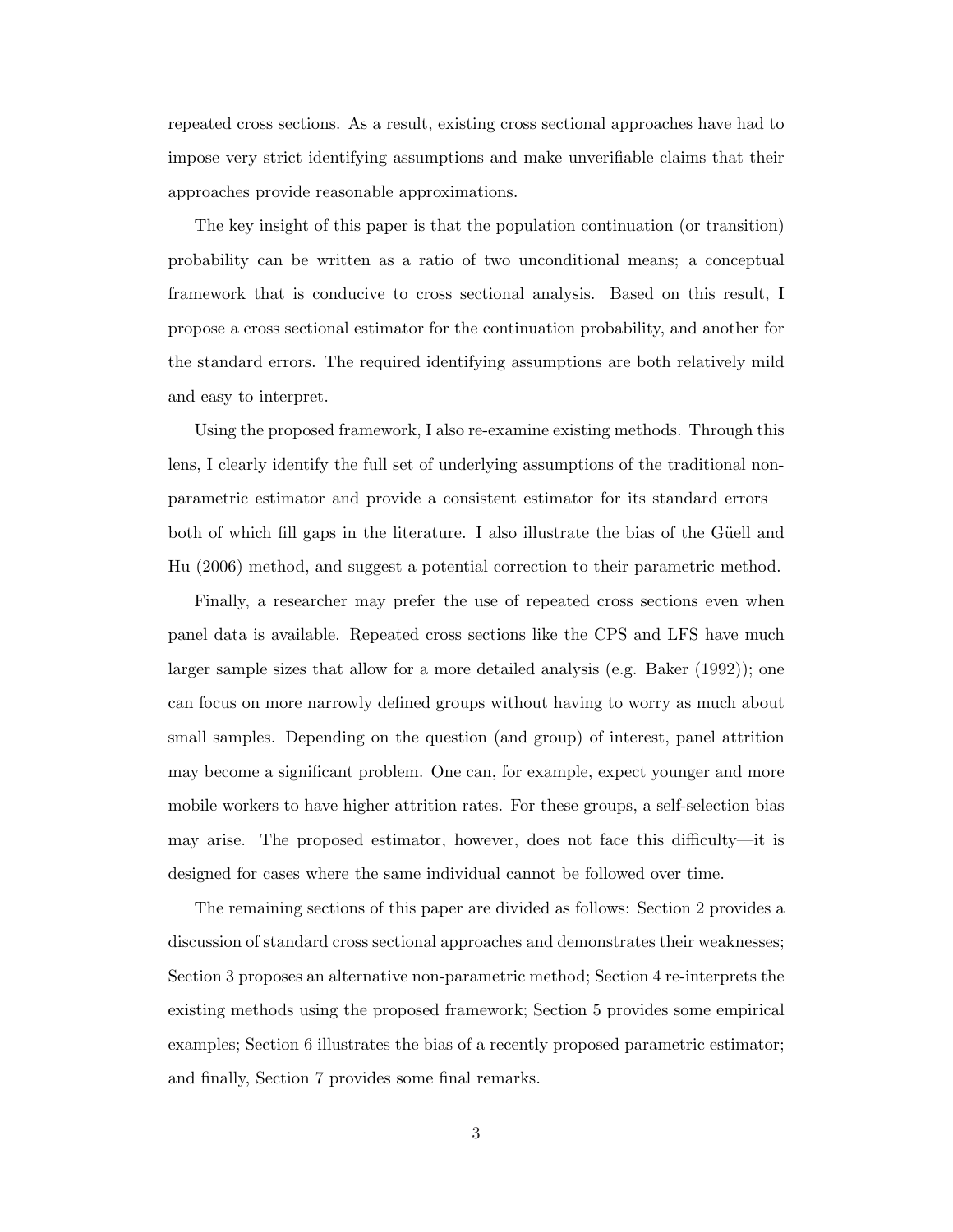repeated cross sections. As a result, existing cross sectional approaches have had to impose very strict identifying assumptions and make unverifiable claims that their approaches provide reasonable approximations.

The key insight of this paper is that the population continuation (or transition) probability can be written as a ratio of two unconditional means; a conceptual framework that is conducive to cross sectional analysis. Based on this result, I propose a cross sectional estimator for the continuation probability, and another for the standard errors. The required identifying assumptions are both relatively mild and easy to interpret.

Using the proposed framework, I also re-examine existing methods. Through this lens, I clearly identify the full set of underlying assumptions of the traditional non-parametric estimator and provide a consistent estimator for its standard errors—both of which fill gaps in the literature. I also illustrate the bias of the Güell and Hu (2006) method, and suggest a potential correction to their parametric method.

Finally, a researcher may prefer the use of repeated cross sections even when panel data is available. Repeated cross sections like the CPS and LFS have much larger sample sizes that allow for a more detailed analysis (e.g. Baker (1992)); one can focus on more narrowly defined groups without having to worry as much about small samples. Depending on the question (and group) of interest, panel attrition may become a significant problem. One can, for example, expect younger and more mobile workers to have higher attrition rates. For these groups, a self-selection bias may arise. The proposed estimator, however, does not face this difficulty—it is designed for cases where the same individual cannot be followed over time.

The remaining sections of this paper are divided as follows: Section 2 provides a discussion of standard cross sectional approaches and demonstrates their weaknesses; Section 3 proposes an alternative non-parametric method; Section 4 re-interprets the existing methods using the proposed framework; Section 5 provides some empirical examples; Section 6 illustrates the bias of a recently proposed parametric estimator; and finally, Section 7 provides some final remarks.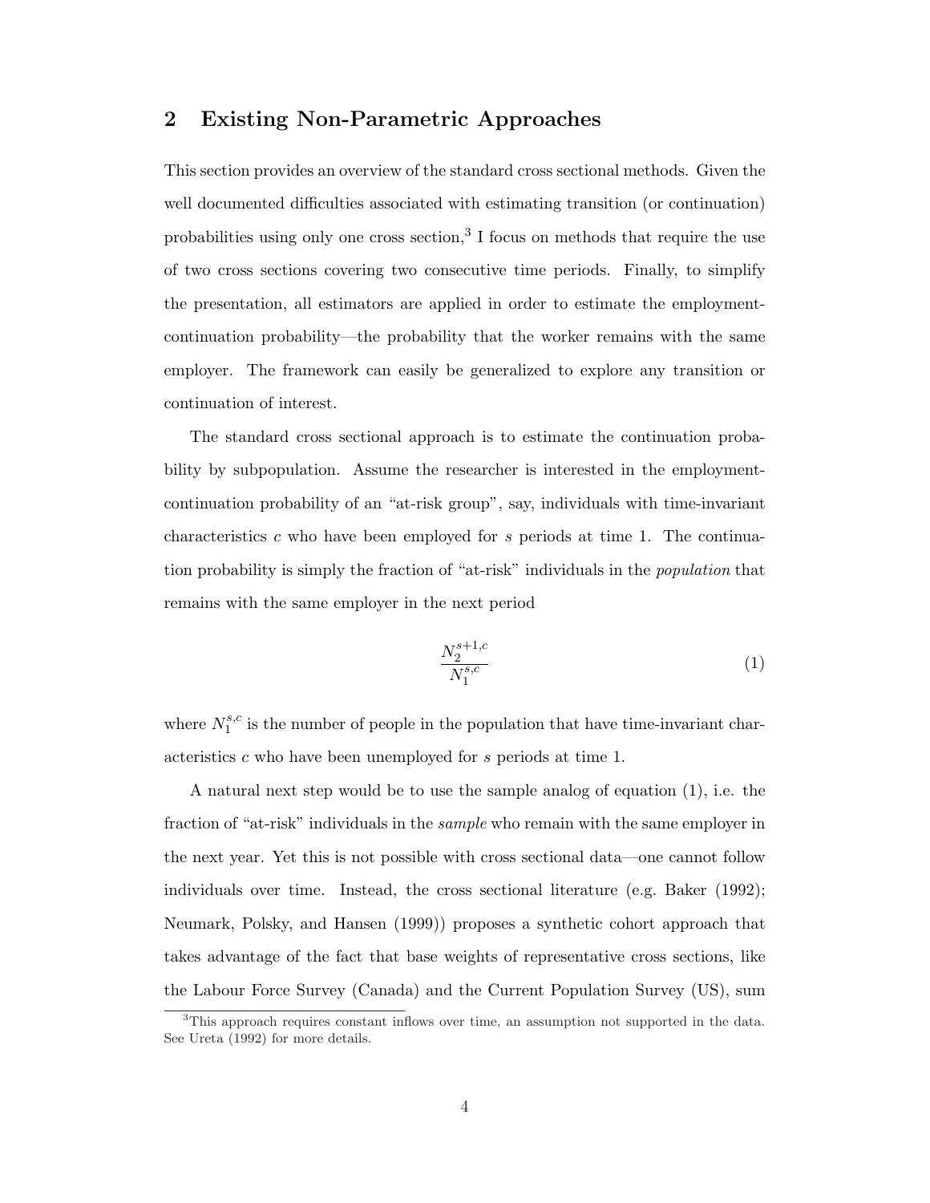## 2 Existing Non-Parametric Approaches

This section provides an overview of the standard cross sectional methods. Given the well documented difficulties associated with estimating transition (or continuation) probabilities using only one cross section,[3] I focus on methods that require the use of two cross sections covering two consecutive time periods. Finally, to simplify the presentation, all estimators are applied in order to estimate the employment-continuation probability—the probability that the worker remains with the same employer. The framework can easily be generalized to explore any transition or continuation of interest.

The standard cross sectional approach is to estimate the continuation probability by subpopulation. Assume the researcher is interested in the employment-continuation probability of an "at-risk group", say, individuals with time-invariant characteristics $c$ who have been employed for $s$ periods at time 1. The continuation probability is simply the fraction of "at-risk" individuals in the *population* that remains with the same employer in the next period

$$\frac{N_2^{s+1,c}}{N_1^{s,c}} \tag{1}$$

where $N_1^{s,c}$ is the number of people in the population that have time-invariant characteristics $c$ who have been unemployed for $s$ periods at time 1.

A natural next step would be to use the sample analog of equation (1), i.e. the fraction of "at-risk" individuals in the *sample* who remain with the same employer in the next year. Yet this is not possible with cross sectional data—one cannot follow individuals over time. Instead, the cross sectional literature (e.g. Baker (1992); Neumark, Polsky, and Hansen (1999)) proposes a synthetic cohort approach that takes advantage of the fact that base weights of representative cross sections, like the Labour Force Survey (Canada) and the Current Population Survey (US), sum

[3]This approach requires constant inflows over time, an assumption not supported in the data. See Ureta (1992) for more details.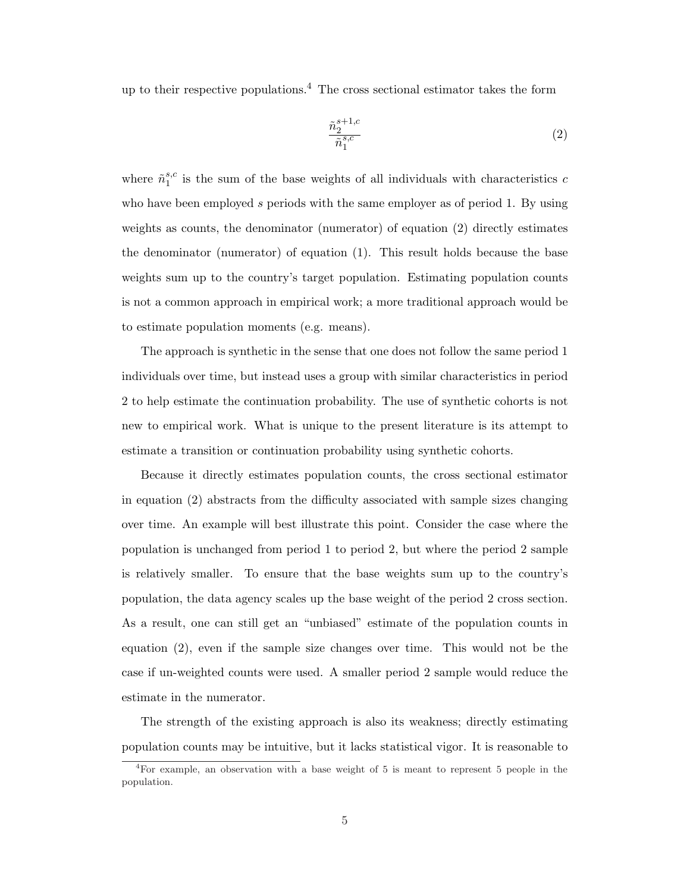up to their respective populations.[4] The cross sectional estimator takes the form

$$\frac{\tilde{n}_2^{s+1,c}}{\tilde{n}_1^{s,c}} \tag{2}$$

where $\tilde{n}_1^{s,c}$ is the sum of the base weights of all individuals with characteristics $c$ who have been employed $s$ periods with the same employer as of period 1. By using weights as counts, the denominator (numerator) of equation (2) directly estimates the denominator (numerator) of equation (1). This result holds because the base weights sum up to the country's target population. Estimating population counts is not a common approach in empirical work; a more traditional approach would be to estimate population moments (e.g. means).

The approach is synthetic in the sense that one does not follow the same period 1 individuals over time, but instead uses a group with similar characteristics in period 2 to help estimate the continuation probability. The use of synthetic cohorts is not new to empirical work. What is unique to the present literature is its attempt to estimate a transition or continuation probability using synthetic cohorts.

Because it directly estimates population counts, the cross sectional estimator in equation (2) abstracts from the difficulty associated with sample sizes changing over time. An example will best illustrate this point. Consider the case where the population is unchanged from period 1 to period 2, but where the period 2 sample is relatively smaller. To ensure that the base weights sum up to the country's population, the data agency scales up the base weight of the period 2 cross section. As a result, one can still get an "unbiased" estimate of the population counts in equation (2), even if the sample size changes over time. This would not be the case if un-weighted counts were used. A smaller period 2 sample would reduce the estimate in the numerator.

The strength of the existing approach is also its weakness; directly estimating population counts may be intuitive, but it lacks statistical vigor. It is reasonable to

[4] For example, an observation with a base weight of 5 is meant to represent 5 people in the population.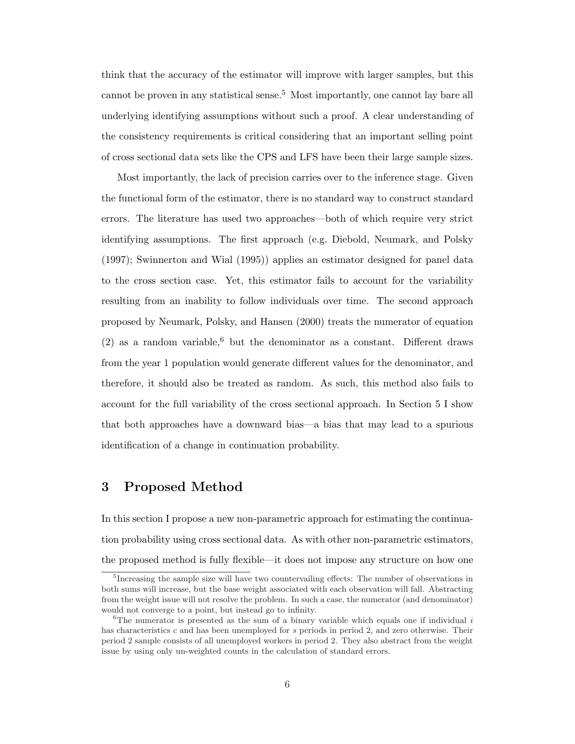think that the accuracy of the estimator will improve with larger samples, but this cannot be proven in any statistical sense.[5] Most importantly, one cannot lay bare all underlying identifying assumptions without such a proof. A clear understanding of the consistency requirements is critical considering that an important selling point of cross sectional data sets like the CPS and LFS have been their large sample sizes.

Most importantly, the lack of precision carries over to the inference stage. Given the functional form of the estimator, there is no standard way to construct standard errors. The literature has used two approaches—both of which require very strict identifying assumptions. The first approach (e.g. Diebold, Neumark, and Polsky (1997); Swinnerton and Wial (1995)) applies an estimator designed for panel data to the cross section case. Yet, this estimator fails to account for the variability resulting from an inability to follow individuals over time. The second approach proposed by Neumark, Polsky, and Hansen (2000) treats the numerator of equation (2) as a random variable,[6] but the denominator as a constant. Different draws from the year 1 population would generate different values for the denominator, and therefore, it should also be treated as random. As such, this method also fails to account for the full variability of the cross sectional approach. In Section 5 I show that both approaches have a downward bias—a bias that may lead to a spurious identification of a change in continuation probability.

# 3 Proposed Method

In this section I propose a new non-parametric approach for estimating the continuation probability using cross sectional data. As with other non-parametric estimators, the proposed method is fully flexible—it does not impose any structure on how one

[5] Increasing the sample size will have two countervailing effects: The number of observations in both sums will increase, but the base weight associated with each observation will fall. Abstracting from the weight issue will not resolve the problem. In such a case, the numerator (and denominator) would not converge to a point, but instead go to infinity.

[6] The numerator is presented as the sum of a binary variable which equals one if individual $i$ has characteristics $c$ and has been unemployed for $s$ periods in period 2, and zero otherwise. Their period 2 sample consists of all unemployed workers in period 2. They also abstract from the weight issue by using only un-weighted counts in the calculation of standard errors.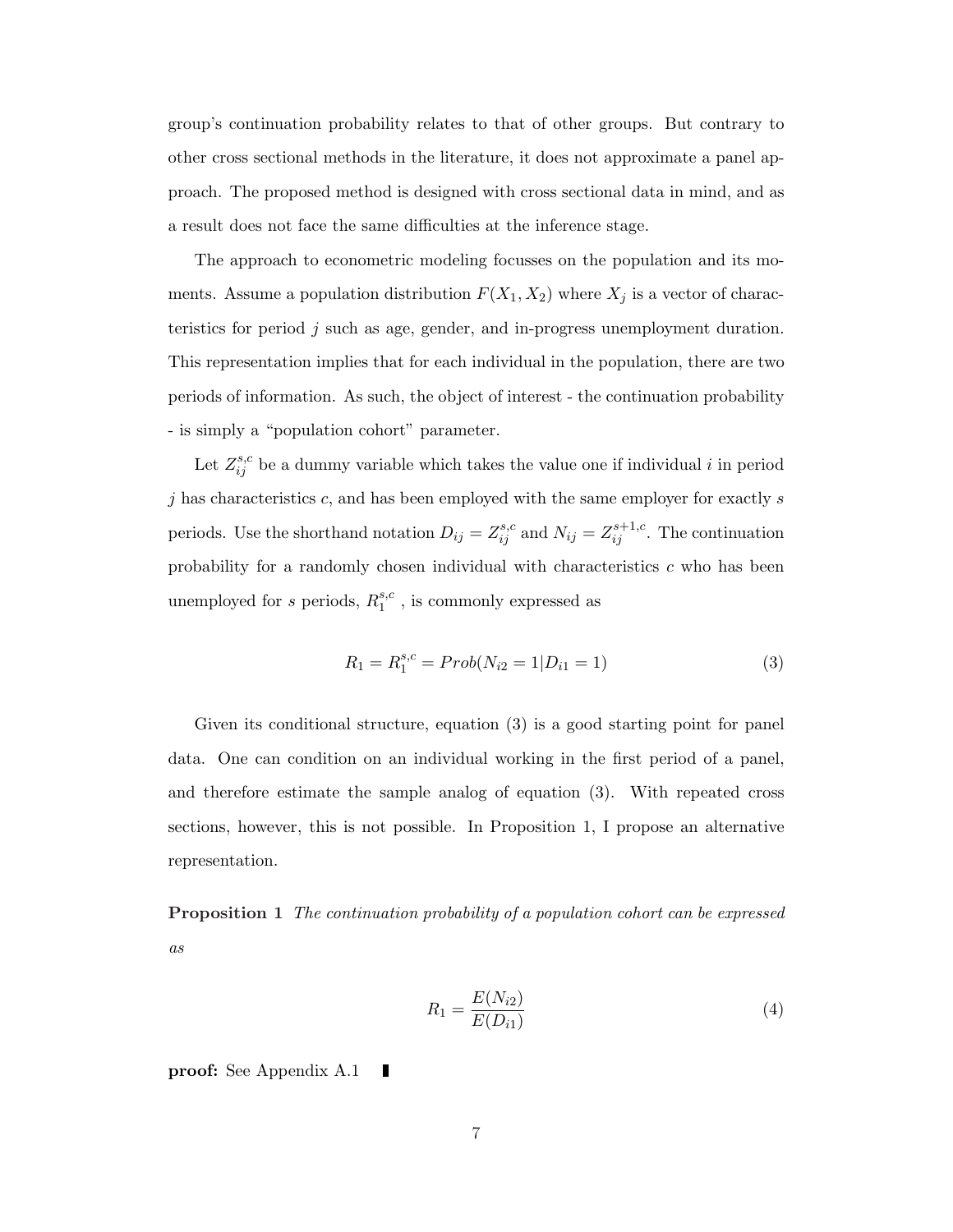group's continuation probability relates to that of other groups. But contrary to other cross sectional methods in the literature, it does not approximate a panel approach. The proposed method is designed with cross sectional data in mind, and as a result does not face the same difficulties at the inference stage.

The approach to econometric modeling focusses on the population and its moments. Assume a population distribution $F(X_1, X_2)$ where $X_j$ is a vector of characteristics for period $j$ such as age, gender, and in-progress unemployment duration. This representation implies that for each individual in the population, there are two periods of information. As such, the object of interest - the continuation probability - is simply a "population cohort" parameter.

Let $Z_{ij}^{s,c}$ be a dummy variable which takes the value one if individual $i$ in period $j$ has characteristics $c$, and has been employed with the same employer for exactly $s$ periods. Use the shorthand notation $D_{ij} = Z_{ij}^{s,c}$ and $N_{ij} = Z_{ij}^{s+1,c}$. The continuation probability for a randomly chosen individual with characteristics $c$ who has been unemployed for $s$ periods, $R_1^{s,c}$ , is commonly expressed as

$$R_1 = R_1^{s,c} = Prob(N_{i2} = 1 | D_{i1} = 1) \tag{3}$$

Given its conditional structure, equation (3) is a good starting point for panel data. One can condition on an individual working in the first period of a panel, and therefore estimate the sample analog of equation (3). With repeated cross sections, however, this is not possible. In Proposition 1, I propose an alternative representation.

**Proposition 1** *The continuation probability of a population cohort can be expressed as*

$$R_1 = \frac{E(N_{i2})}{E(D_{i1})} \tag{4}$$

**proof:** See Appendix A.1 ▮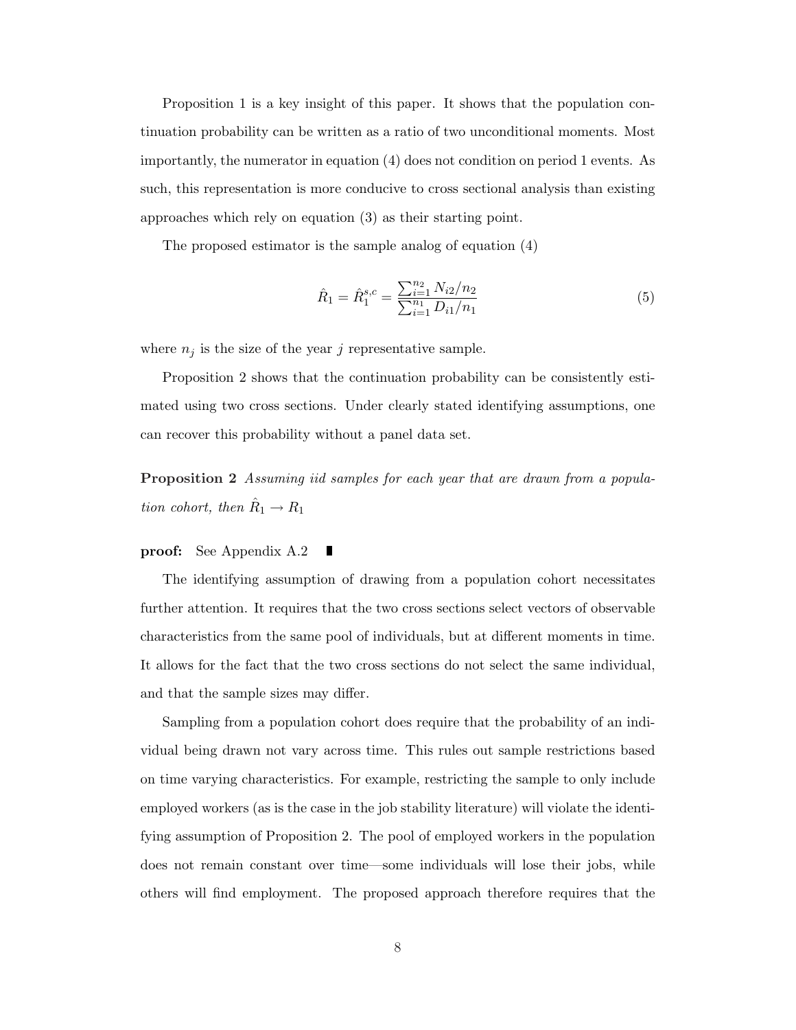Proposition 1 is a key insight of this paper. It shows that the population continuation probability can be written as a ratio of two unconditional moments. Most importantly, the numerator in equation (4) does not condition on period 1 events. As such, this representation is more conducive to cross sectional analysis than existing approaches which rely on equation (3) as their starting point.

The proposed estimator is the sample analog of equation (4)

$$\hat{R}_1 = \hat{R}_1^{s,c} = \frac{\sum_{i=1}^{n_2} N_{i2}/n_2}{\sum_{i=1}^{n_1} D_{i1}/n_1} \tag{5}$$

where $n_j$ is the size of the year $j$ representative sample.

Proposition 2 shows that the continuation probability can be consistently estimated using two cross sections. Under clearly stated identifying assumptions, one can recover this probability without a panel data set.

**Proposition 2** *Assuming iid samples for each year that are drawn from a population cohort, then* $\hat{R}_1 \rightarrow R_1$

**proof:** See Appendix A.2 ∎

The identifying assumption of drawing from a population cohort necessitates further attention. It requires that the two cross sections select vectors of observable characteristics from the same pool of individuals, but at different moments in time. It allows for the fact that the two cross sections do not select the same individual, and that the sample sizes may differ.

Sampling from a population cohort does require that the probability of an individual being drawn not vary across time. This rules out sample restrictions based on time varying characteristics. For example, restricting the sample to only include employed workers (as is the case in the job stability literature) will violate the identifying assumption of Proposition 2. The pool of employed workers in the population does not remain constant over time—some individuals will lose their jobs, while others will find employment. The proposed approach therefore requires that the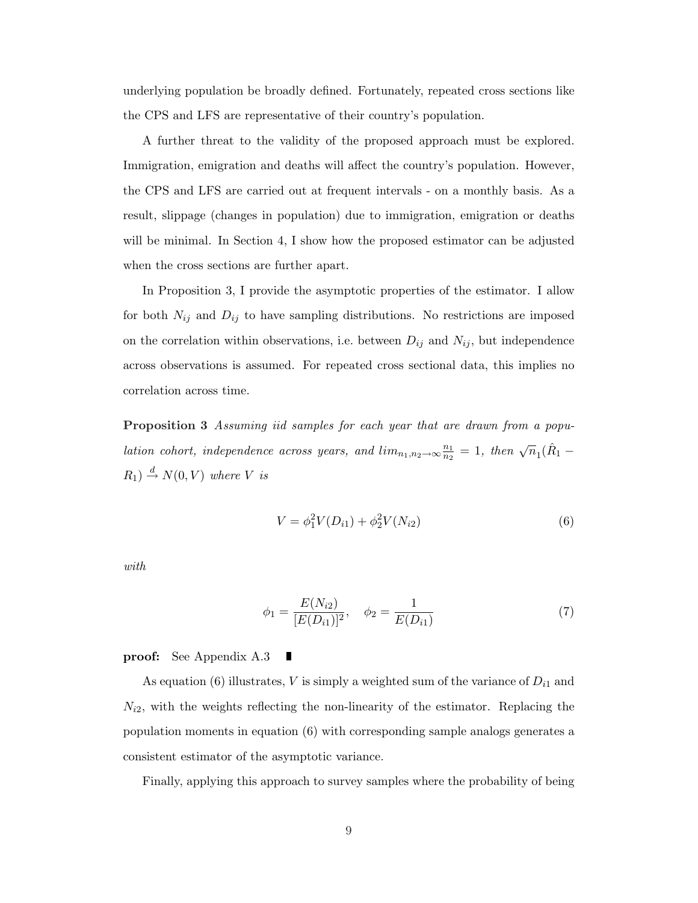underlying population be broadly defined. Fortunately, repeated cross sections like the CPS and LFS are representative of their country's population.

A further threat to the validity of the proposed approach must be explored. Immigration, emigration and deaths will affect the country's population. However, the CPS and LFS are carried out at frequent intervals - on a monthly basis. As a result, slippage (changes in population) due to immigration, emigration or deaths will be minimal. In Section 4, I show how the proposed estimator can be adjusted when the cross sections are further apart.

In Proposition 3, I provide the asymptotic properties of the estimator. I allow for both $N_{ij}$ and $D_{ij}$ to have sampling distributions. No restrictions are imposed on the correlation within observations, i.e. between $D_{ij}$ and $N_{ij}$, but independence across observations is assumed. For repeated cross sectional data, this implies no correlation across time.

**Proposition 3** *Assuming iid samples for each year that are drawn from a population cohort, independence across years, and* $lim_{n_1,n_2\to\infty}\frac{n_1}{n_2} = 1$*, then* $\sqrt{n}_1(\hat{R}_1 - R_1) \xrightarrow{d} N(0, V)$ *where* $V$ *is*

$$V = \phi_1^2 V(D_{i1}) + \phi_2^2 V(N_{i2}) \tag{6}$$

*with*

$$\phi_1 = \frac{E(N_{i2})}{[E(D_{i1})]^2}, \quad \phi_2 = \frac{1}{E(D_{i1})} \tag{7}$$

**proof:** See Appendix A.3 ∎

As equation (6) illustrates, $V$ is simply a weighted sum of the variance of $D_{i1}$ and $N_{i2}$, with the weights reflecting the non-linearity of the estimator. Replacing the population moments in equation (6) with corresponding sample analogs generates a consistent estimator of the asymptotic variance.

Finally, applying this approach to survey samples where the probability of being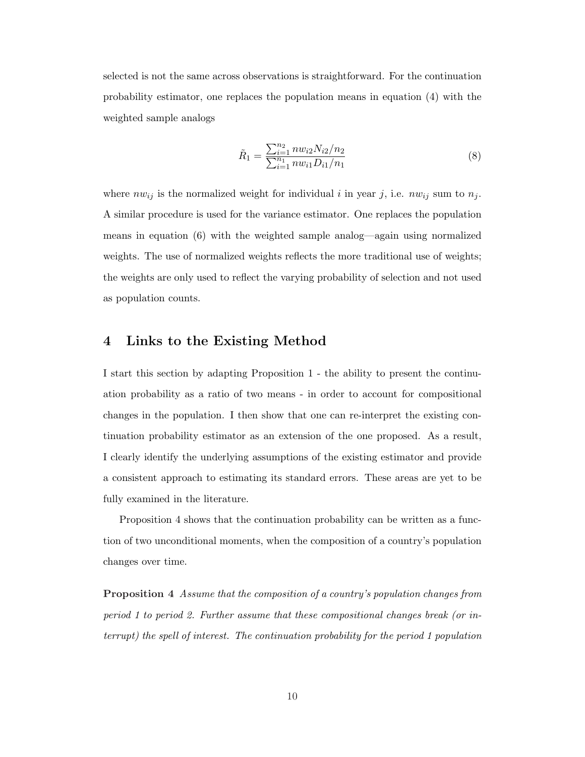selected is not the same across observations is straightforward. For the continuation probability estimator, one replaces the population means in equation (4) with the weighted sample analogs

$$\tilde{R}_1 = \frac{\sum_{i=1}^{n_2} nw_{i2} N_{i2}/n_2}{\sum_{i=1}^{n_1} nw_{i1} D_{i1}/n_1} \tag{8}$$

where $nw_{ij}$ is the normalized weight for individual $i$ in year $j$, i.e. $nw_{ij}$ sum to $n_j$. A similar procedure is used for the variance estimator. One replaces the population means in equation (6) with the weighted sample analog—again using normalized weights. The use of normalized weights reflects the more traditional use of weights; the weights are only used to reflect the varying probability of selection and not used as population counts.

## 4 Links to the Existing Method

I start this section by adapting Proposition 1 - the ability to present the continuation probability as a ratio of two means - in order to account for compositional changes in the population. I then show that one can re-interpret the existing continuation probability estimator as an extension of the one proposed. As a result, I clearly identify the underlying assumptions of the existing estimator and provide a consistent approach to estimating its standard errors. These areas are yet to be fully examined in the literature.

Proposition 4 shows that the continuation probability can be written as a function of two unconditional moments, when the composition of a country's population changes over time.

**Proposition 4** *Assume that the composition of a country's population changes from period 1 to period 2. Further assume that these compositional changes break (or interrupt) the spell of interest. The continuation probability for the period 1 population*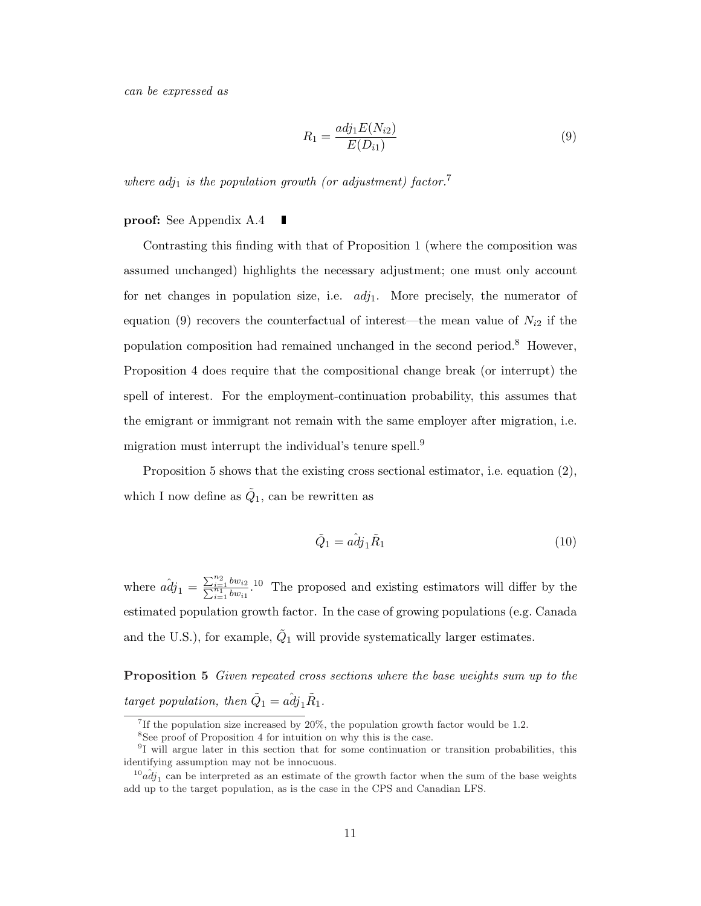*can be expressed as*

$$R_1 = \frac{adj_1 E(N_{i2})}{E(D_{i1})} \tag{9}$$

*where $adj_1$ is the population growth (or adjustment) factor.*[7]

**proof:** See Appendix A.4 ∎

Contrasting this finding with that of Proposition 1 (where the composition was assumed unchanged) highlights the necessary adjustment; one must only account for net changes in population size, i.e. $adj_1$. More precisely, the numerator of equation (9) recovers the counterfactual of interest—the mean value of $N_{i2}$ if the population composition had remained unchanged in the second period.[8] However, Proposition 4 does require that the compositional change break (or interrupt) the spell of interest. For the employment-continuation probability, this assumes that the emigrant or immigrant not remain with the same employer after migration, i.e. migration must interrupt the individual's tenure spell.[9]

Proposition 5 shows that the existing cross sectional estimator, i.e. equation (2), which I now define as $\tilde{Q}_1$, can be rewritten as

$$\tilde{Q}_1 = \hat{adj}_1 \tilde{R}_1 \tag{10}$$

where $\hat{adj}_1 = \frac{\sum_{i=1}^{n_2} bw_{i2}}{\sum_{i=1}^{n_1} bw_{i1}}$.[10] The proposed and existing estimators will differ by the estimated population growth factor. In the case of growing populations (e.g. Canada and the U.S.), for example, $\tilde{Q}_1$ will provide systematically larger estimates.

**Proposition 5** *Given repeated cross sections where the base weights sum up to the target population, then $\tilde{Q}_1 = \hat{adj}_1 \tilde{R}_1$.*

---

[7] If the population size increased by 20%, the population growth factor would be 1.2.

[8] See proof of Proposition 4 for intuition on why this is the case.

[9] I will argue later in this section that for some continuation or transition probabilities, this identifying assumption may not be innocuous.

[10] $\hat{adj}_1$ can be interpreted as an estimate of the growth factor when the sum of the base weights add up to the target population, as is the case in the CPS and Canadian LFS.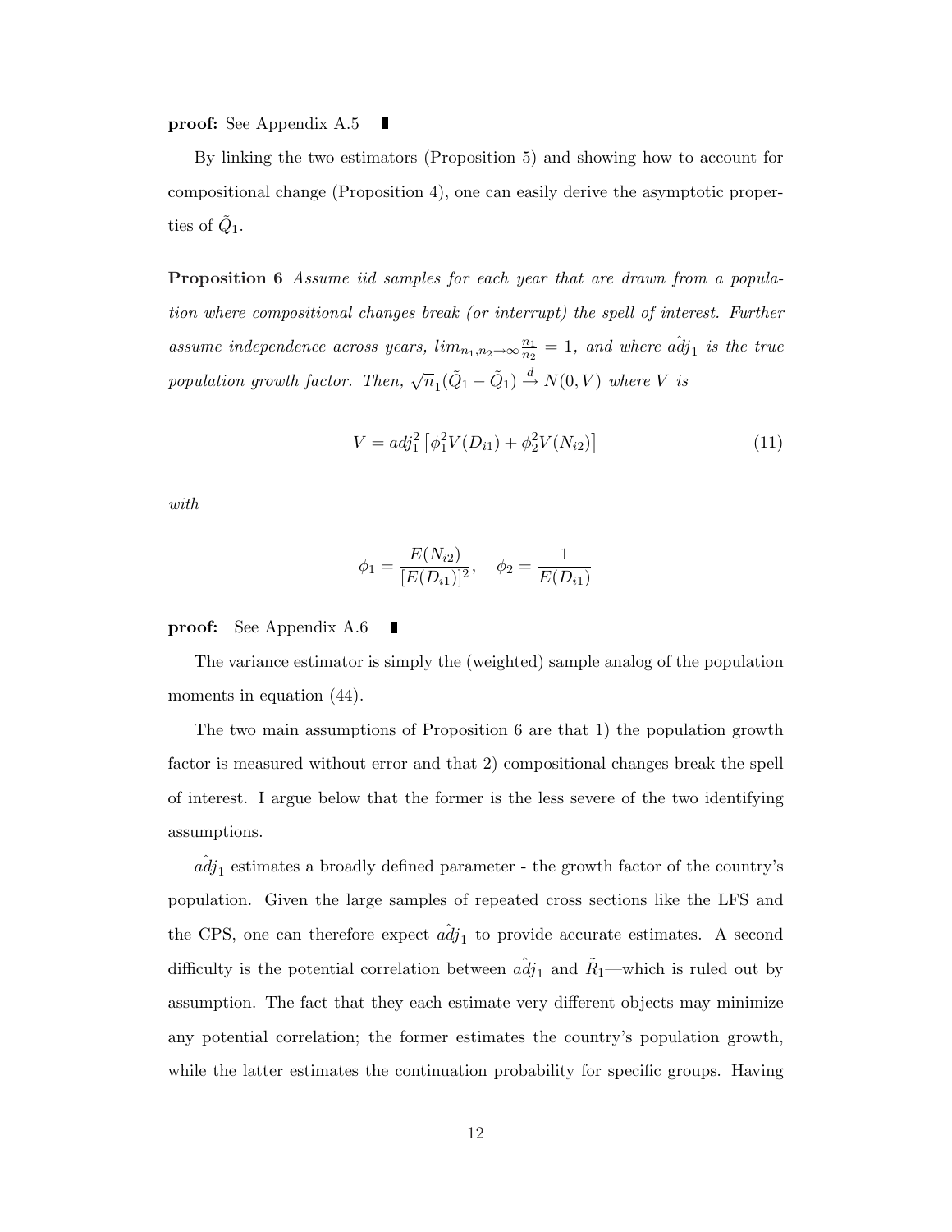**proof:** See Appendix A.5 ∎

By linking the two estimators (Proposition 5) and showing how to account for compositional change (Proposition 4), one can easily derive the asymptotic properties of $\tilde{Q}_1$.

**Proposition 6** *Assume iid samples for each year that are drawn from a population where compositional changes break (or interrupt) the spell of interest. Further assume independence across years,* $lim_{n_1,n_2\rightarrow\infty}\frac{n_1}{n_2}=1$*, and where* $\hat{adj}_1$ *is the true population growth factor. Then,* $\sqrt{n}_1(\tilde{Q}_1-\tilde{Q}_1)\xrightarrow{d}N(0,V)$ *where* $V$ *is*

$$V = adj_1^2\left[\phi_1^2 V(D_{i1}) + \phi_2^2 V(N_{i2})\right] \tag{11}$$

*with*

$$\phi_1 = \frac{E(N_{i2})}{[E(D_{i1})]^2}, \quad \phi_2 = \frac{1}{E(D_{i1})}$$

**proof:** See Appendix A.6 ∎

The variance estimator is simply the (weighted) sample analog of the population moments in equation (44).

The two main assumptions of Proposition 6 are that 1) the population growth factor is measured without error and that 2) compositional changes break the spell of interest. I argue below that the former is the less severe of the two identifying assumptions.

$\hat{adj}_1$ estimates a broadly defined parameter - the growth factor of the country's population. Given the large samples of repeated cross sections like the LFS and the CPS, one can therefore expect $\hat{adj}_1$ to provide accurate estimates. A second difficulty is the potential correlation between $\hat{adj}_1$ and $\tilde{R}_1$—which is ruled out by assumption. The fact that they each estimate very different objects may minimize any potential correlation; the former estimates the country's population growth, while the latter estimates the continuation probability for specific groups. Having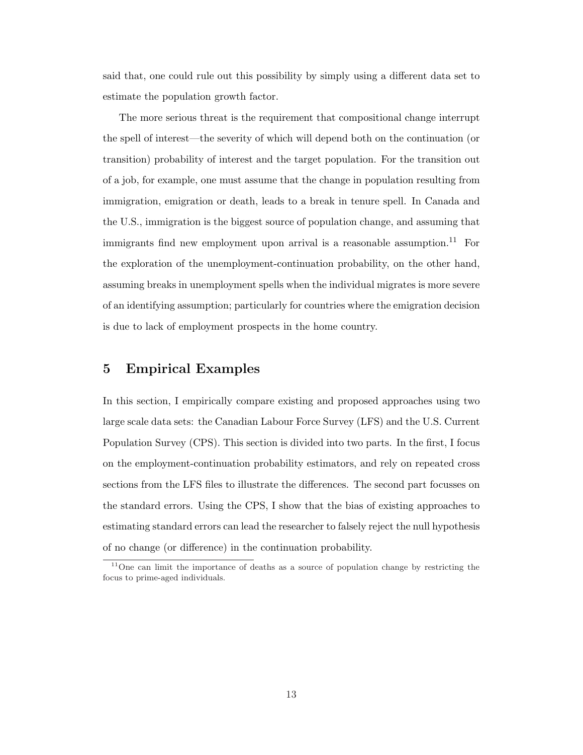said that, one could rule out this possibility by simply using a different data set to estimate the population growth factor.

The more serious threat is the requirement that compositional change interrupt the spell of interest—the severity of which will depend both on the continuation (or transition) probability of interest and the target population. For the transition out of a job, for example, one must assume that the change in population resulting from immigration, emigration or death, leads to a break in tenure spell. In Canada and the U.S., immigration is the biggest source of population change, and assuming that immigrants find new employment upon arrival is a reasonable assumption.[11] For the exploration of the unemployment-continuation probability, on the other hand, assuming breaks in unemployment spells when the individual migrates is more severe of an identifying assumption; particularly for countries where the emigration decision is due to lack of employment prospects in the home country.

## 5 Empirical Examples

In this section, I empirically compare existing and proposed approaches using two large scale data sets: the Canadian Labour Force Survey (LFS) and the U.S. Current Population Survey (CPS). This section is divided into two parts. In the first, I focus on the employment-continuation probability estimators, and rely on repeated cross sections from the LFS files to illustrate the differences. The second part focusses on the standard errors. Using the CPS, I show that the bias of existing approaches to estimating standard errors can lead the researcher to falsely reject the null hypothesis of no change (or difference) in the continuation probability.

[11] One can limit the importance of deaths as a source of population change by restricting the focus to prime-aged individuals.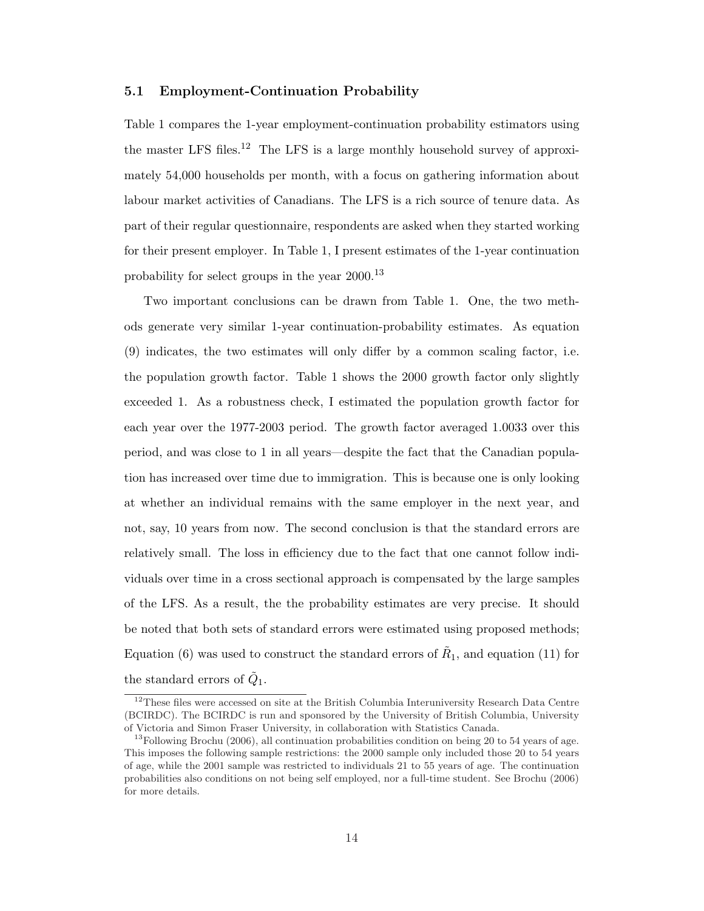### 5.1 Employment-Continuation Probability

Table 1 compares the 1-year employment-continuation probability estimators using the master LFS files.[12] The LFS is a large monthly household survey of approximately 54,000 households per month, with a focus on gathering information about labour market activities of Canadians. The LFS is a rich source of tenure data. As part of their regular questionnaire, respondents are asked when they started working for their present employer. In Table 1, I present estimates of the 1-year continuation probability for select groups in the year 2000.[13]

Two important conclusions can be drawn from Table 1. One, the two methods generate very similar 1-year continuation-probability estimates. As equation (9) indicates, the two estimates will only differ by a common scaling factor, i.e. the population growth factor. Table 1 shows the 2000 growth factor only slightly exceeded 1. As a robustness check, I estimated the population growth factor for each year over the 1977-2003 period. The growth factor averaged 1.0033 over this period, and was close to 1 in all years—despite the fact that the Canadian population has increased over time due to immigration. This is because one is only looking at whether an individual remains with the same employer in the next year, and not, say, 10 years from now. The second conclusion is that the standard errors are relatively small. The loss in efficiency due to the fact that one cannot follow individuals over time in a cross sectional approach is compensated by the large samples of the LFS. As a result, the the probability estimates are very precise. It should be noted that both sets of standard errors were estimated using proposed methods; Equation (6) was used to construct the standard errors of $\tilde{R}_1$, and equation (11) for the standard errors of $\tilde{Q}_1$.

[12] These files were accessed on site at the British Columbia Interuniversity Research Data Centre (BCIRDC). The BCIRDC is run and sponsored by the University of British Columbia, University of Victoria and Simon Fraser University, in collaboration with Statistics Canada.

[13] Following Brochu (2006), all continuation probabilities condition on being 20 to 54 years of age. This imposes the following sample restrictions: the 2000 sample only included those 20 to 54 years of age, while the 2001 sample was restricted to individuals 21 to 55 years of age. The continuation probabilities also conditions on not being self employed, nor a full-time student. See Brochu (2006) for more details.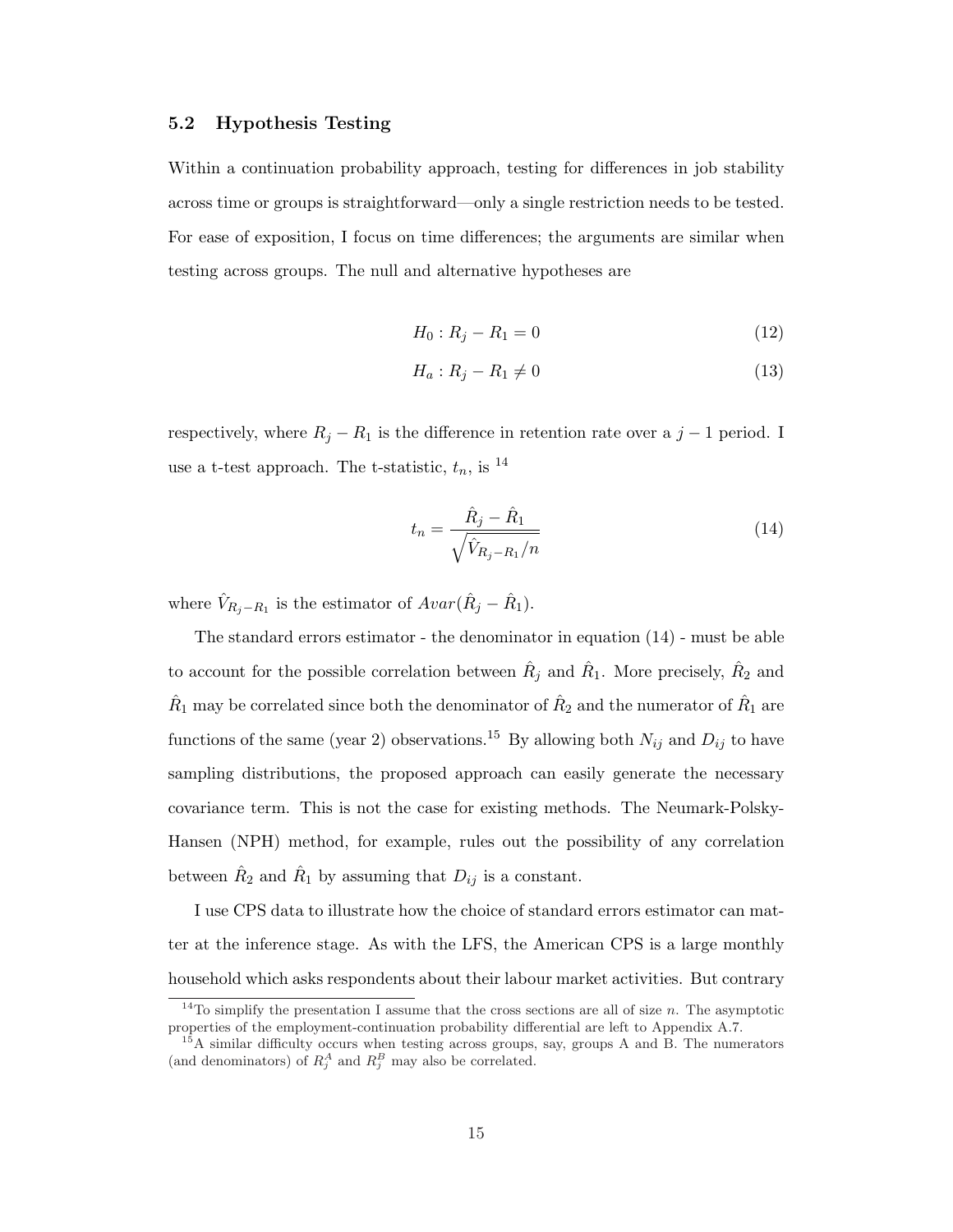### 5.2 Hypothesis Testing

Within a continuation probability approach, testing for differences in job stability across time or groups is straightforward—only a single restriction needs to be tested. For ease of exposition, I focus on time differences; the arguments are similar when testing across groups. The null and alternative hypotheses are

$$H_0 : R_j - R_1 = 0 \tag{12}$$

$$H_a : R_j - R_1 \neq 0 \tag{13}$$

respectively, where $R_j - R_1$ is the difference in retention rate over a $j-1$ period. I use a t-test approach. The t-statistic, $t_n$, is [14]

$$t_n = \frac{\hat{R}_j - \hat{R}_1}{\sqrt{\hat{V}_{R_j - R_1}/n}} \tag{14}$$

where $\hat{V}_{R_j - R_1}$ is the estimator of $Avar(\hat{R}_j - \hat{R}_1)$.

The standard errors estimator - the denominator in equation (14) - must be able to account for the possible correlation between $\hat{R}_j$ and $\hat{R}_1$. More precisely, $\hat{R}_2$ and $\hat{R}_1$ may be correlated since both the denominator of $\hat{R}_2$ and the numerator of $\hat{R}_1$ are functions of the same (year 2) observations.[15] By allowing both $N_{ij}$ and $D_{ij}$ to have sampling distributions, the proposed approach can easily generate the necessary covariance term. This is not the case for existing methods. The Neumark-Polsky-Hansen (NPH) method, for example, rules out the possibility of any correlation between $\hat{R}_2$ and $\hat{R}_1$ by assuming that $D_{ij}$ is a constant.

I use CPS data to illustrate how the choice of standard errors estimator can matter at the inference stage. As with the LFS, the American CPS is a large monthly household which asks respondents about their labour market activities. But contrary

[14] To simplify the presentation I assume that the cross sections are all of size $n$. The asymptotic properties of the employment-continuation probability differential are left to Appendix A.7.

[15] A similar difficulty occurs when testing across groups, say, groups A and B. The numerators (and denominators) of $R_j^A$ and $R_j^B$ may also be correlated.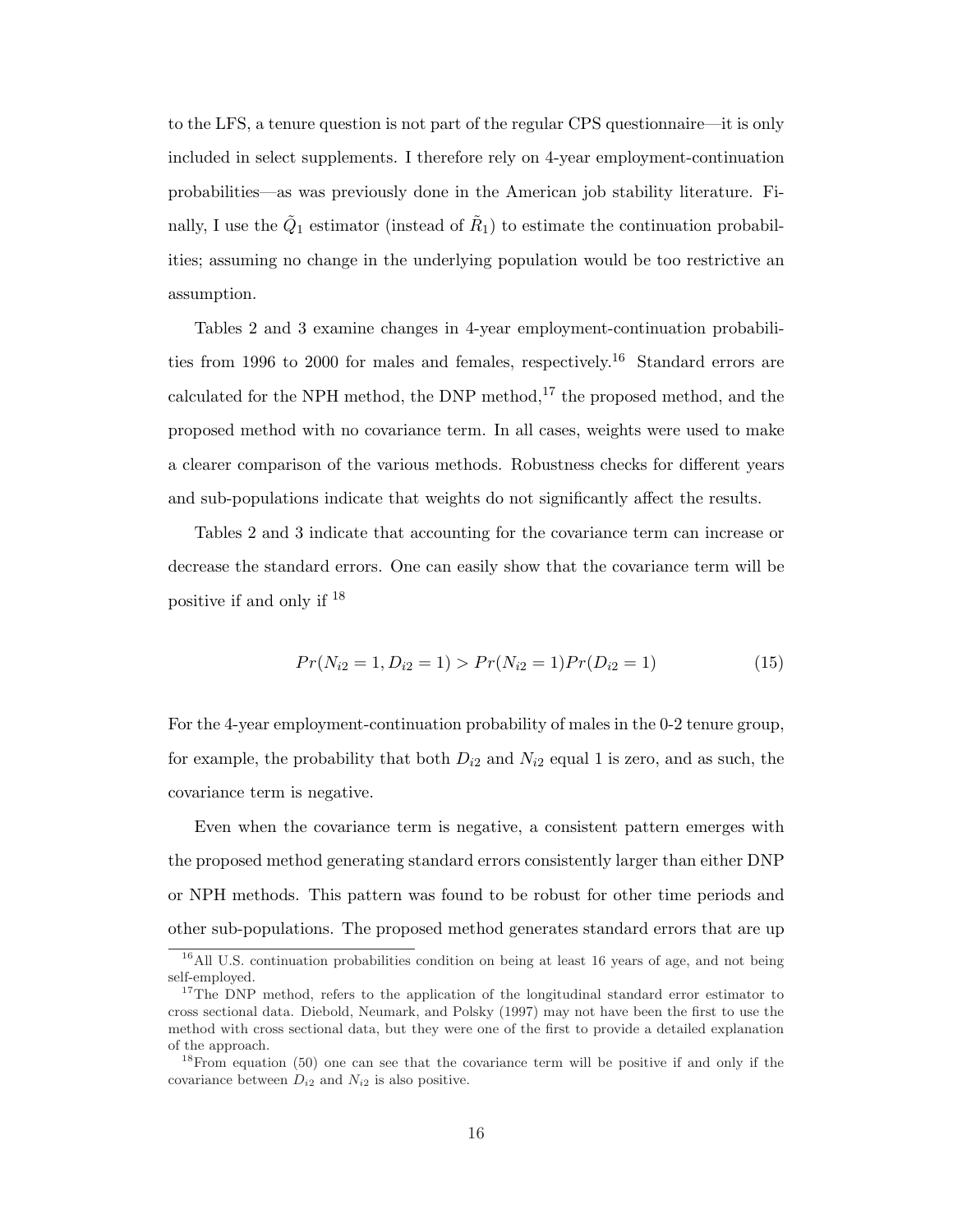to the LFS, a tenure question is not part of the regular CPS questionnaire—it is only included in select supplements. I therefore rely on 4-year employment-continuation probabilities—as was previously done in the American job stability literature. Finally, I use the $\tilde{Q}_1$ estimator (instead of $\tilde{R}_1$) to estimate the continuation probabilities; assuming no change in the underlying population would be too restrictive an assumption.

Tables 2 and 3 examine changes in 4-year employment-continuation probabilities from 1996 to 2000 for males and females, respectively.[16] Standard errors are calculated for the NPH method, the DNP method,[17] the proposed method, and the proposed method with no covariance term. In all cases, weights were used to make a clearer comparison of the various methods. Robustness checks for different years and sub-populations indicate that weights do not significantly affect the results.

Tables 2 and 3 indicate that accounting for the covariance term can increase or decrease the standard errors. One can easily show that the covariance term will be positive if and only if [18]

$$Pr(N_{i2} = 1, D_{i2} = 1) > Pr(N_{i2} = 1)Pr(D_{i2} = 1) \tag{15}$$

For the 4-year employment-continuation probability of males in the 0-2 tenure group, for example, the probability that both $D_{i2}$ and $N_{i2}$ equal 1 is zero, and as such, the covariance term is negative.

Even when the covariance term is negative, a consistent pattern emerges with the proposed method generating standard errors consistently larger than either DNP or NPH methods. This pattern was found to be robust for other time periods and other sub-populations. The proposed method generates standard errors that are up

[16] All U.S. continuation probabilities condition on being at least 16 years of age, and not being self-employed.

[17] The DNP method, refers to the application of the longitudinal standard error estimator to cross sectional data. Diebold, Neumark, and Polsky (1997) may not have been the first to use the method with cross sectional data, but they were one of the first to provide a detailed explanation of the approach.

[18] From equation (50) one can see that the covariance term will be positive if and only if the covariance between $D_{i2}$ and $N_{i2}$ is also positive.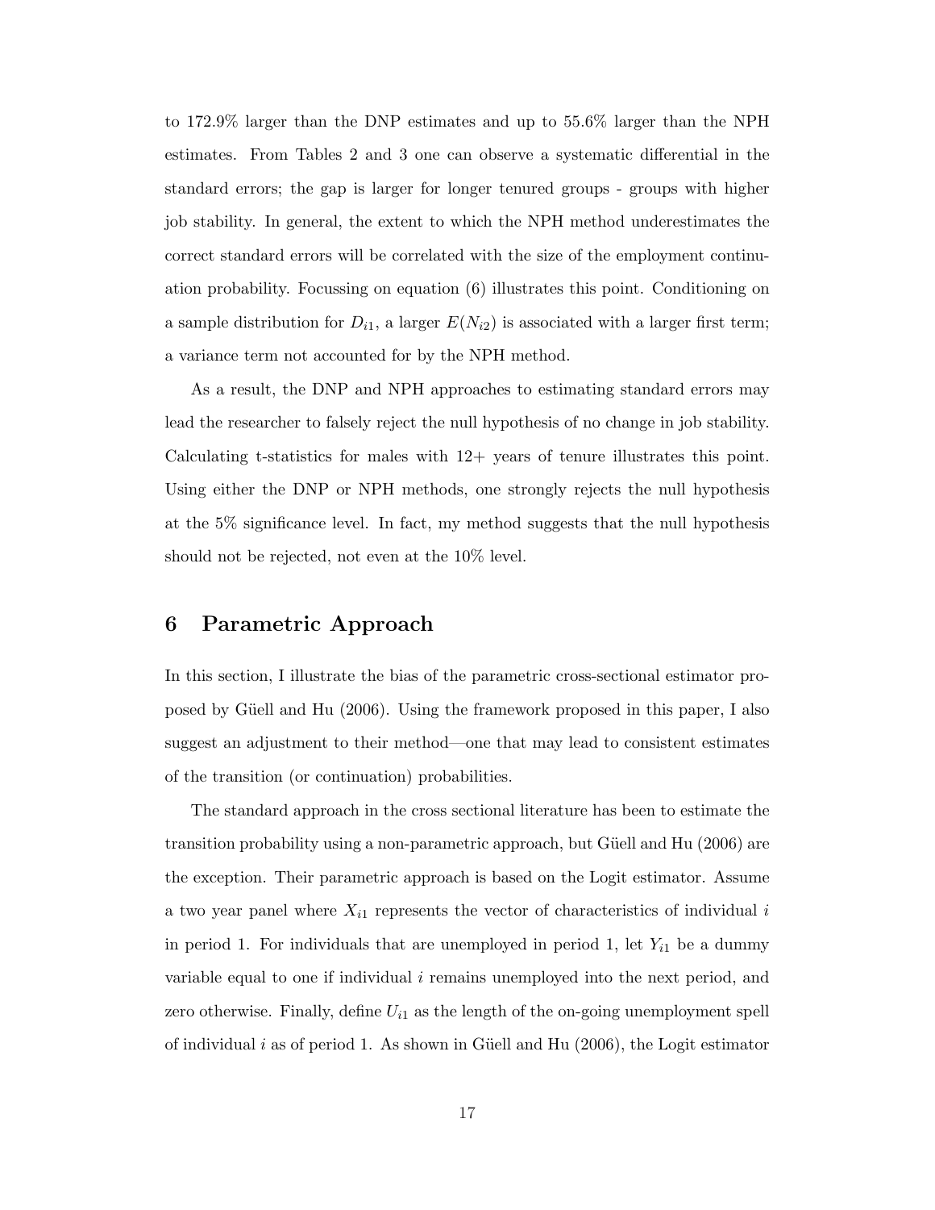to 172.9% larger than the DNP estimates and up to 55.6% larger than the NPH estimates. From Tables 2 and 3 one can observe a systematic differential in the standard errors; the gap is larger for longer tenured groups - groups with higher job stability. In general, the extent to which the NPH method underestimates the correct standard errors will be correlated with the size of the employment continuation probability. Focussing on equation (6) illustrates this point. Conditioning on a sample distribution for $D_{i1}$, a larger $E(N_{i2})$ is associated with a larger first term; a variance term not accounted for by the NPH method.

As a result, the DNP and NPH approaches to estimating standard errors may lead the researcher to falsely reject the null hypothesis of no change in job stability. Calculating t-statistics for males with 12+ years of tenure illustrates this point. Using either the DNP or NPH methods, one strongly rejects the null hypothesis at the 5% significance level. In fact, my method suggests that the null hypothesis should not be rejected, not even at the 10% level.

## 6 Parametric Approach

In this section, I illustrate the bias of the parametric cross-sectional estimator proposed by Güell and Hu (2006). Using the framework proposed in this paper, I also suggest an adjustment to their method—one that may lead to consistent estimates of the transition (or continuation) probabilities.

The standard approach in the cross sectional literature has been to estimate the transition probability using a non-parametric approach, but Güell and Hu (2006) are the exception. Their parametric approach is based on the Logit estimator. Assume a two year panel where $X_{i1}$ represents the vector of characteristics of individual $i$ in period 1. For individuals that are unemployed in period 1, let $Y_{i1}$ be a dummy variable equal to one if individual $i$ remains unemployed into the next period, and zero otherwise. Finally, define $U_{i1}$ as the length of the on-going unemployment spell of individual $i$ as of period 1. As shown in Güell and Hu (2006), the Logit estimator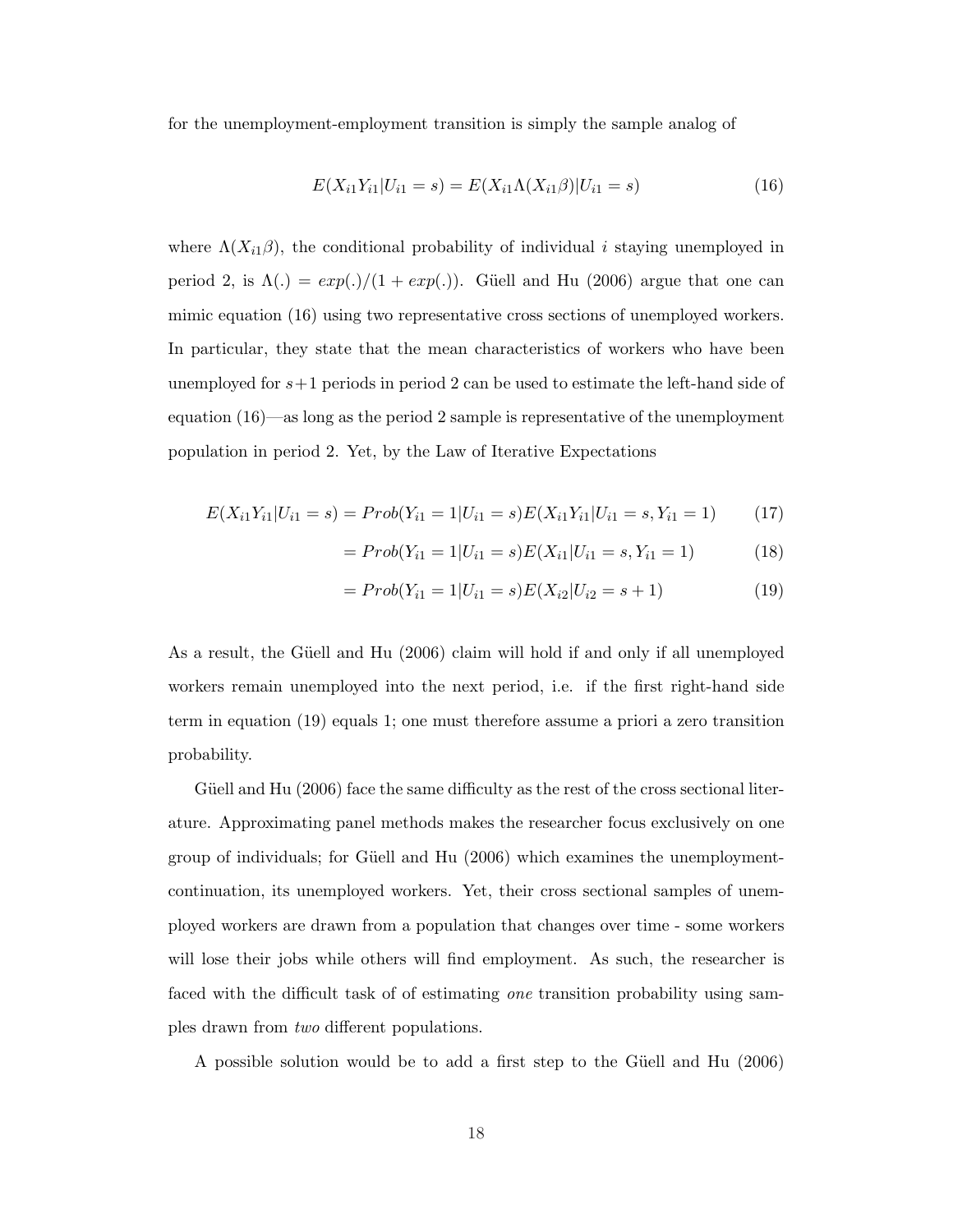for the unemployment-employment transition is simply the sample analog of

$$E(X_{i1}Y_{i1}|U_{i1} = s) = E(X_{i1}\Lambda(X_{i1}\beta)|U_{i1} = s) \tag{16}$$

where $\Lambda(X_{i1}\beta)$, the conditional probability of individual $i$ staying unemployed in period 2, is $\Lambda(.) = exp(.)/(1 + exp(.))$. Güell and Hu (2006) argue that one can mimic equation (16) using two representative cross sections of unemployed workers. In particular, they state that the mean characteristics of workers who have been unemployed for $s+1$ periods in period 2 can be used to estimate the left-hand side of equation (16)—as long as the period 2 sample is representative of the unemployment population in period 2. Yet, by the Law of Iterative Expectations

$$E(X_{i1}Y_{i1}|U_{i1} = s) = Prob(Y_{i1} = 1|U_{i1} = s)E(X_{i1}Y_{i1}|U_{i1} = s, Y_{i1} = 1) \tag{17}$$

$$= Prob(Y_{i1} = 1|U_{i1} = s)E(X_{i1}|U_{i1} = s, Y_{i1} = 1) \tag{18}$$

$$= Prob(Y_{i1} = 1|U_{i1} = s)E(X_{i2}|U_{i2} = s + 1) \tag{19}$$

As a result, the Güell and Hu (2006) claim will hold if and only if all unemployed workers remain unemployed into the next period, i.e. if the first right-hand side term in equation (19) equals 1; one must therefore assume a priori a zero transition probability.

Güell and Hu (2006) face the same difficulty as the rest of the cross sectional literature. Approximating panel methods makes the researcher focus exclusively on one group of individuals; for Güell and Hu (2006) which examines the unemployment-continuation, its unemployed workers. Yet, their cross sectional samples of unemployed workers are drawn from a population that changes over time - some workers will lose their jobs while others will find employment. As such, the researcher is faced with the difficult task of of estimating *one* transition probability using samples drawn from *two* different populations.

A possible solution would be to add a first step to the Güell and Hu (2006)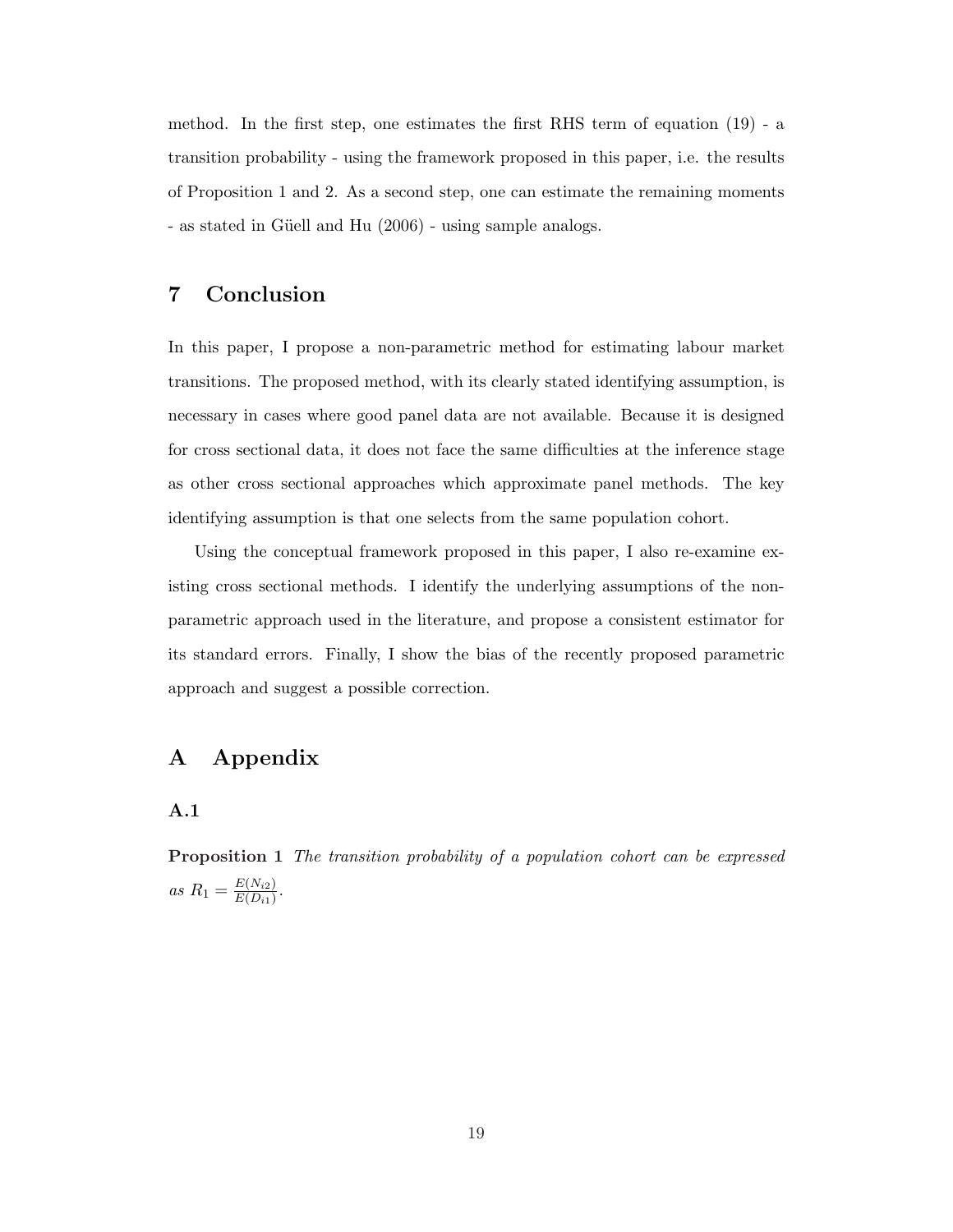method. In the first step, one estimates the first RHS term of equation (19) - a transition probability - using the framework proposed in this paper, i.e. the results of Proposition 1 and 2. As a second step, one can estimate the remaining moments - as stated in Güell and Hu (2006) - using sample analogs.

## 7 Conclusion

In this paper, I propose a non-parametric method for estimating labour market transitions. The proposed method, with its clearly stated identifying assumption, is necessary in cases where good panel data are not available. Because it is designed for cross sectional data, it does not face the same difficulties at the inference stage as other cross sectional approaches which approximate panel methods. The key identifying assumption is that one selects from the same population cohort.

Using the conceptual framework proposed in this paper, I also re-examine existing cross sectional methods. I identify the underlying assumptions of the non-parametric approach used in the literature, and propose a consistent estimator for its standard errors. Finally, I show the bias of the recently proposed parametric approach and suggest a possible correction.

## A Appendix

### A.1

**Proposition 1** *The transition probability of a population cohort can be expressed as* $R_1 = \frac{E(N_{i2})}{E(D_{i1})}$.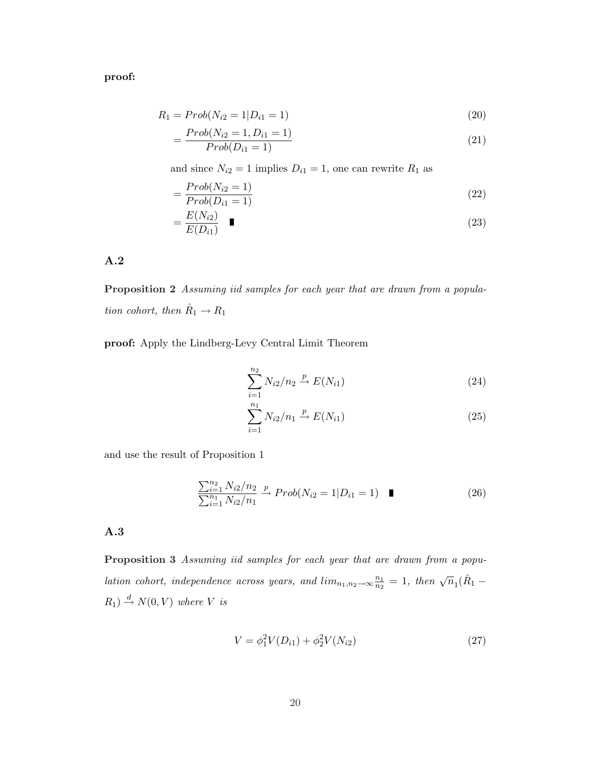**proof:**

$$R_1 = Prob(N_{i2} = 1 | D_{i1} = 1) \tag{20}$$

$$= \frac{Prob(N_{i2} = 1, D_{i1} = 1)}{Prob(D_{i1} = 1)} \tag{21}$$

and since $N_{i2} = 1$ implies $D_{i1} = 1$, one can rewrite $R_1$ as

$$= \frac{Prob(N_{i2} = 1)}{Prob(D_{i1} = 1)} \tag{22}$$

$$= \frac{E(N_{i2})}{E(D_{i1})} \quad \blacksquare \tag{23}$$

### A.2

**Proposition 2** *Assuming iid samples for each year that are drawn from a population cohort, then* $\hat{R}_1 \rightarrow R_1$

**proof:** Apply the Lindberg-Levy Central Limit Theorem

$$\sum_{i=1}^{n_2} N_{i2}/n_2 \xrightarrow{p} E(N_{i1}) \tag{24}$$

$$\sum_{i=1}^{n_1} N_{i2}/n_1 \xrightarrow{p} E(N_{i1}) \tag{25}$$

and use the result of Proposition 1

$$\frac{\sum_{i=1}^{n_2} N_{i2}/n_2}{\sum_{i=1}^{n_1} N_{i2}/n_1} \xrightarrow{p} Prob(N_{i2} = 1 | D_{i1} = 1) \quad \blacksquare \tag{26}$$

### A.3

**Proposition 3** *Assuming iid samples for each year that are drawn from a population cohort, independence across years, and* $lim_{n_1,n_2 \rightarrow \infty} \frac{n_1}{n_2} = 1$*, then* $\sqrt{n}_1(\hat{R}_1 - R_1) \xrightarrow{d} N(0, V)$ *where* $V$ *is*

$$V = \phi_1^2 V(D_{i1}) + \phi_2^2 V(N_{i2}) \tag{27}$$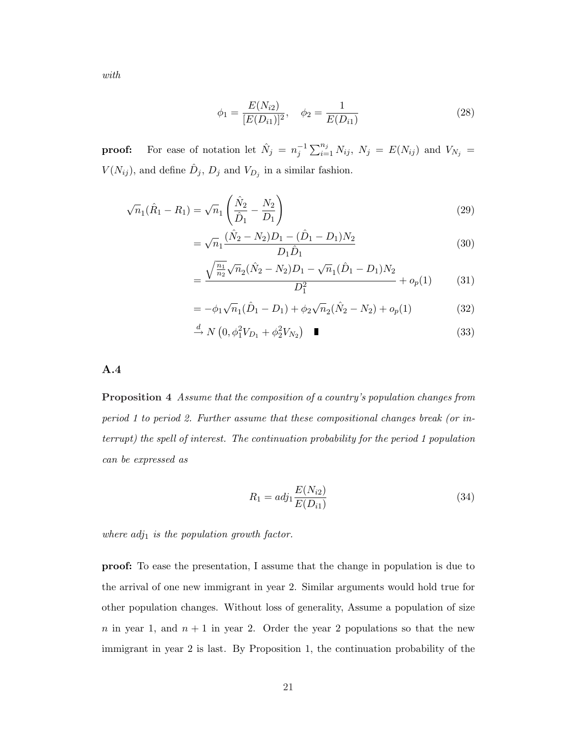*with*

$$\phi_1 = \frac{E(N_{i2})}{[E(D_{i1})]^2}, \quad \phi_2 = \frac{1}{E(D_{i1})} \tag{28}$$

**proof:** For ease of notation let $\hat{N}_j = n_j^{-1} \sum_{i=1}^{n_j} N_{ij}$, $N_j = E(N_{ij})$ and $V_{N_j} = V(N_{ij})$, and define $\hat{D}_j$, $D_j$ and $V_{D_j}$ in a similar fashion.

$$\sqrt{n}_1(\hat{R}_1 - R_1) = \sqrt{n}_1 \left( \frac{\hat{N}_2}{\hat{D}_1} - \frac{N_2}{D_1} \right) \tag{29}$$

$$= \sqrt{n}_1 \frac{(\hat{N}_2 - N_2)D_1 - (\hat{D}_1 - D_1)N_2}{D_1 \hat{D}_1} \tag{30}$$

$$= \frac{\sqrt{\frac{n_1}{n_2}} \sqrt{n}_2 (\hat{N}_2 - N_2) D_1 - \sqrt{n}_1 (\hat{D}_1 - D_1) N_2}{D_1^2} + o_p(1) \tag{31}$$

$$= -\phi_1 \sqrt{n}_1 (\hat{D}_1 - D_1) + \phi_2 \sqrt{n}_2 (\hat{N}_2 - N_2) + o_p(1) \tag{32}$$

$$\xrightarrow{d} N\left(0, \phi_1^2 V_{D_1} + \phi_2^2 V_{N_2}\right) \quad \blacksquare \tag{33}$$

### A.4

**Proposition 4** *Assume that the composition of a country's population changes from period 1 to period 2. Further assume that these compositional changes break (or interrupt) the spell of interest. The continuation probability for the period 1 population can be expressed as*

$$R_1 = adj_1 \frac{E(N_{i2})}{E(D_{i1})} \tag{34}$$

*where $adj_1$ is the population growth factor.*

**proof:** To ease the presentation, I assume that the change in population is due to the arrival of one new immigrant in year 2. Similar arguments would hold true for other population changes. Without loss of generality, Assume a population of size $n$ in year 1, and $n + 1$ in year 2. Order the year 2 populations so that the new immigrant in year 2 is last. By Proposition 1, the continuation probability of the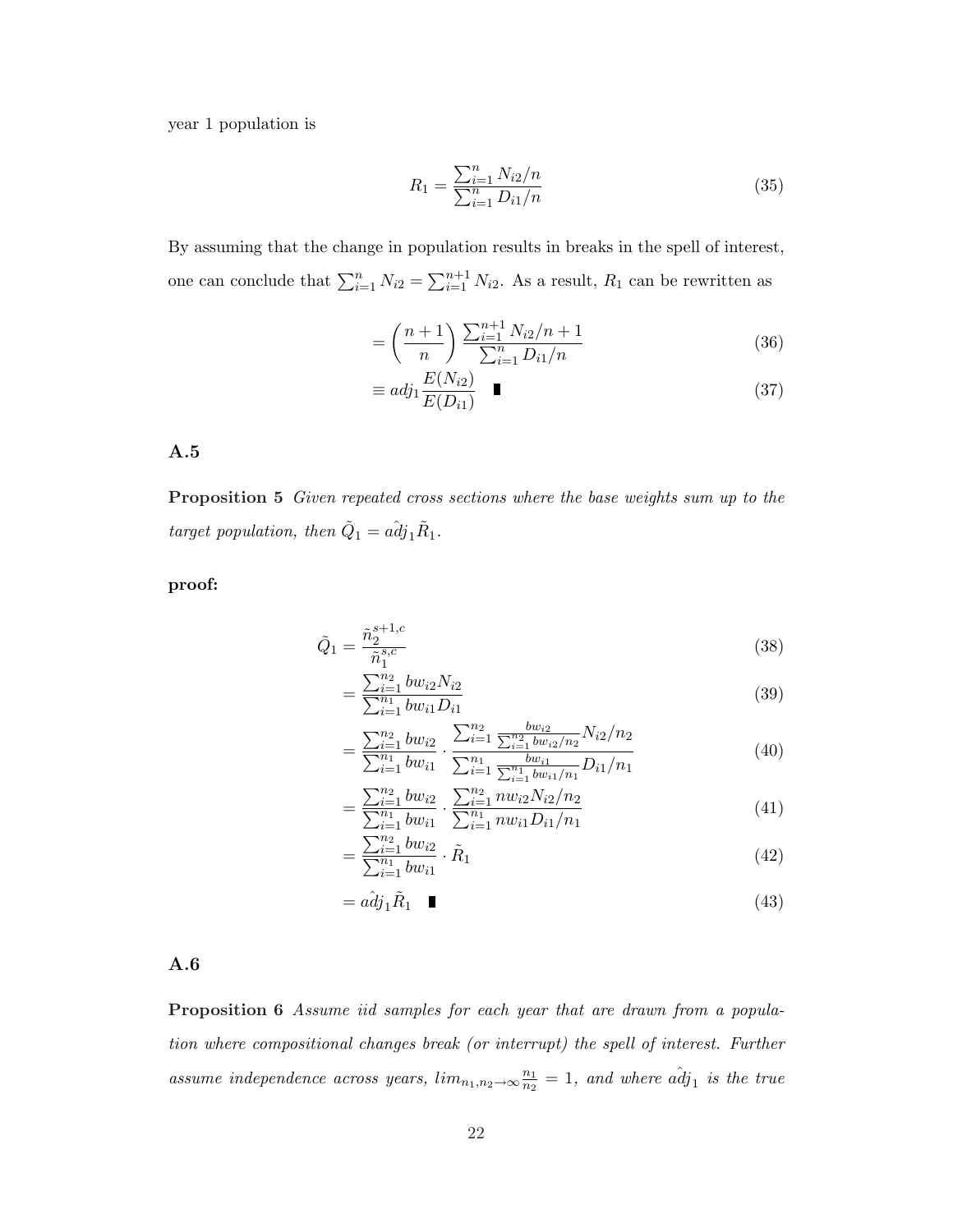year 1 population is

$$R_1 = \frac{\sum_{i=1}^{n} N_{i2}/n}{\sum_{i=1}^{n} D_{i1}/n} \tag{35}$$

By assuming that the change in population results in breaks in the spell of interest, one can conclude that $\sum_{i=1}^{n} N_{i2} = \sum_{i=1}^{n+1} N_{i2}$. As a result, $R_1$ can be rewritten as

$$= \left(\frac{n+1}{n}\right) \frac{\sum_{i=1}^{n+1} N_{i2}/n+1}{\sum_{i=1}^{n} D_{i1}/n} \tag{36}$$

$$\equiv adj_1 \frac{E(N_{i2})}{E(D_{i1})} \quad \blacksquare \tag{37}$$

## A.5

**Proposition 5** *Given repeated cross sections where the base weights sum up to the target population, then $\tilde{Q}_1 = \hat{adj}_1 \tilde{R}_1$.*

**proof:**

$$\tilde{Q}_1 = \frac{\tilde{n}_2^{s+1,c}}{\tilde{n}_1^{s,c}} \tag{38}$$

$$= \frac{\sum_{i=1}^{n_2} bw_{i2} N_{i2}}{\sum_{i=1}^{n_1} bw_{i1} D_{i1}} \tag{39}$$

$$= \frac{\sum_{i=1}^{n_2} bw_{i2}}{\sum_{i=1}^{n_1} bw_{i1}} \cdot \frac{\sum_{i=1}^{n_2} \frac{bw_{i2}}{\sum_{i=1}^{n_2} bw_{i2}/n_2} N_{i2}/n_2}{\sum_{i=1}^{n_1} \frac{bw_{i1}}{\sum_{i=1}^{n_1} bw_{i1}/n_1} D_{i1}/n_1} \tag{40}$$

$$= \frac{\sum_{i=1}^{n_2} bw_{i2}}{\sum_{i=1}^{n_1} bw_{i1}} \cdot \frac{\sum_{i=1}^{n_2} nw_{i2} N_{i2}/n_2}{\sum_{i=1}^{n_1} nw_{i1} D_{i1}/n_1} \tag{41}$$

$$= \frac{\sum_{i=1}^{n_2} bw_{i2}}{\sum_{i=1}^{n_1} bw_{i1}} \cdot \tilde{R}_1 \tag{42}$$

$$= \hat{adj}_1 \tilde{R}_1 \quad \blacksquare \tag{43}$$

## A.6

**Proposition 6** *Assume iid samples for each year that are drawn from a population where compositional changes break (or interrupt) the spell of interest. Further assume independence across years, $lim_{n_1, n_2 \to \infty} \frac{n_1}{n_2} = 1$, and where $\hat{adj}_1$ is the true*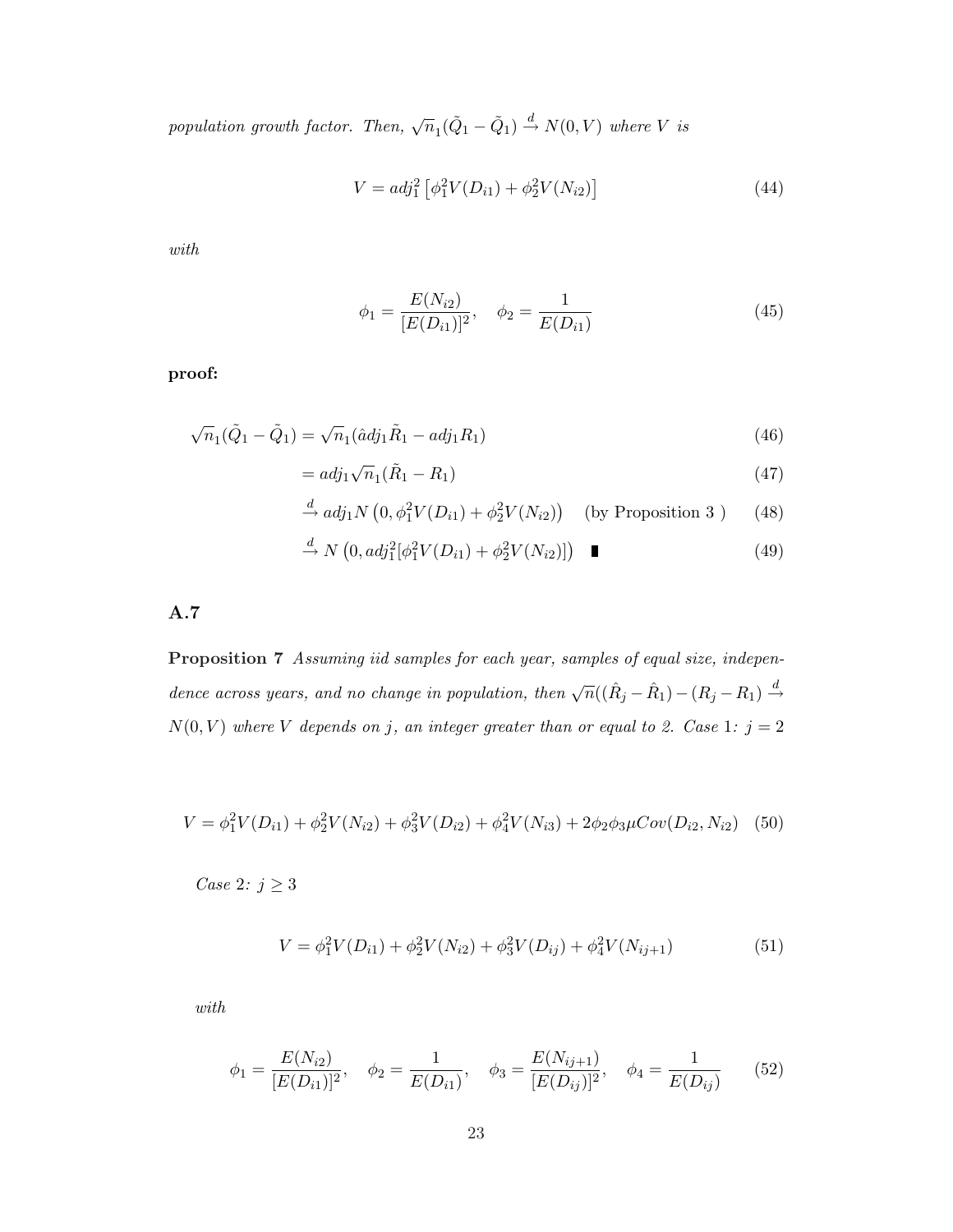*population growth factor. Then,* $\sqrt{n}_1(\tilde{Q}_1 - \tilde{Q}_1) \xrightarrow{d} N(0, V)$ *where* $V$ *is*

$$V = adj_1^2 \left[\phi_1^2 V(D_{i1}) + \phi_2^2 V(N_{i2})\right] \tag{44}$$

*with*

$$\phi_1 = \frac{E(N_{i2})}{[E(D_{i1})]^2}, \quad \phi_2 = \frac{1}{E(D_{i1})} \tag{45}$$

**proof:**

$$\sqrt{n}_1(\tilde{Q}_1 - \tilde{Q}_1) = \sqrt{n}_1(\hat{a}dj_1\tilde{R}_1 - adj_1 R_1) \tag{46}$$

$$= adj_1\sqrt{n}_1(\tilde{R}_1 - R_1) \tag{47}$$

$$\xrightarrow{d} adj_1 N\left(0, \phi_1^2 V(D_{i1}) + \phi_2^2 V(N_{i2})\right) \quad \text{(by Proposition 3 )} \tag{48}$$

$$\xrightarrow{d} N\left(0, adj_1^2[\phi_1^2 V(D_{i1}) + \phi_2^2 V(N_{i2})]\right) \quad \blacksquare \tag{49}$$

## A.7

**Proposition 7** *Assuming iid samples for each year, samples of equal size, independence across years, and no change in population, then* $\sqrt{n}((\hat{R}_j - \hat{R}_1) - (R_j - R_1) \xrightarrow{d} N(0, V)$ *where* $V$ *depends on* $j$*, an integer greater than or equal to 2. Case* 1*:* $j = 2$

$$V = \phi_1^2 V(D_{i1}) + \phi_2^2 V(N_{i2}) + \phi_3^2 V(D_{i2}) + \phi_4^2 V(N_{i3}) + 2\phi_2\phi_3\mu Cov(D_{i2}, N_{i2}) \tag{50}$$

*Case* 2*:* $j \geq 3$

$$V = \phi_1^2 V(D_{i1}) + \phi_2^2 V(N_{i2}) + \phi_3^2 V(D_{ij}) + \phi_4^2 V(N_{ij+1}) \tag{51}$$

*with*

$$\phi_1 = \frac{E(N_{i2})}{[E(D_{i1})]^2}, \quad \phi_2 = \frac{1}{E(D_{i1})}, \quad \phi_3 = \frac{E(N_{ij+1})}{[E(D_{ij})]^2}, \quad \phi_4 = \frac{1}{E(D_{ij})} \tag{52}$$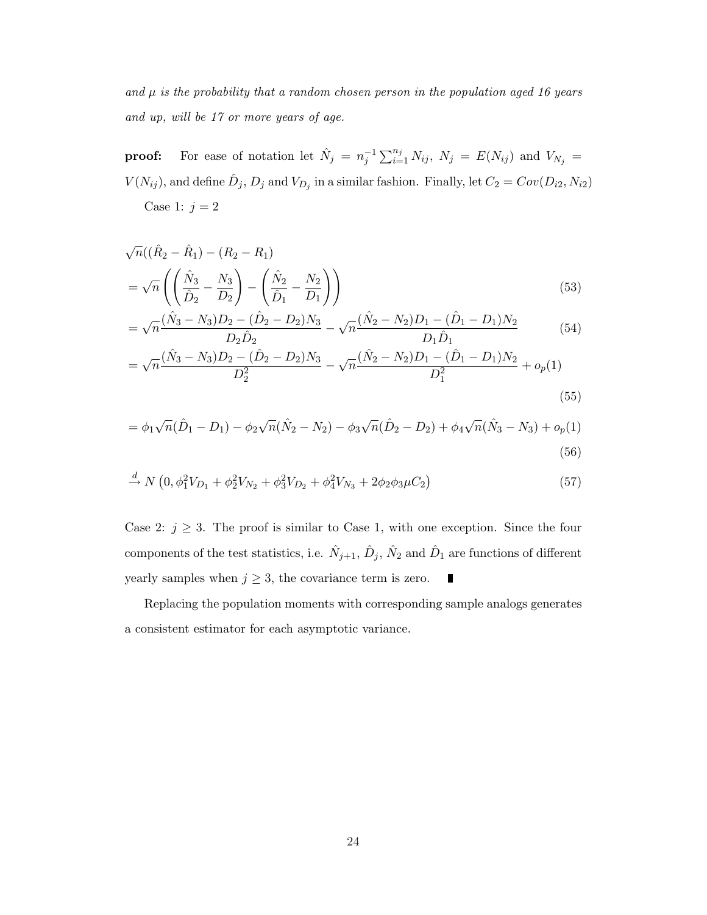*and $\mu$ is the probability that a random chosen person in the population aged 16 years and up, will be 17 or more years of age.*

**proof:** For ease of notation let $\hat{N}_j = n_j^{-1} \sum_{i=1}^{n_j} N_{ij}$, $N_j = E(N_{ij})$ and $V_{N_j} = V(N_{ij})$, and define $\hat{D}_j$, $D_j$ and $V_{D_j}$ in a similar fashion. Finally, let $C_2 = Cov(D_{i2}, N_{i2})$

Case 1: $j = 2$

$$
\begin{aligned}
&\sqrt{n}((\hat{R}_2 - \hat{R}_1) - (R_2 - R_1)) \\
&= \sqrt{n}\left(\left(\frac{\hat{N}_3}{\hat{D}_2} - \frac{N_3}{D_2}\right) - \left(\frac{\hat{N}_2}{\hat{D}_1} - \frac{N_2}{D_1}\right)\right) && (53) \\
&= \sqrt{n}\frac{(\hat{N}_3 - N_3)D_2 - (\hat{D}_2 - D_2)N_3}{D_2\hat{D}_2} - \sqrt{n}\frac{(\hat{N}_2 - N_2)D_1 - (\hat{D}_1 - D_1)N_2}{D_1\hat{D}_1} && (54) \\
&= \sqrt{n}\frac{(\hat{N}_3 - N_3)D_2 - (\hat{D}_2 - D_2)N_3}{D_2^2} - \sqrt{n}\frac{(\hat{N}_2 - N_2)D_1 - (\hat{D}_1 - D_1)N_2}{D_1^2} + o_p(1) && (55) \\
&= \phi_1\sqrt{n}(\hat{D}_1 - D_1) - \phi_2\sqrt{n}(\hat{N}_2 - N_2) - \phi_3\sqrt{n}(\hat{D}_2 - D_2) + \phi_4\sqrt{n}(\hat{N}_3 - N_3) + o_p(1) && (56) \\
&\xrightarrow{d} N\left(0, \phi_1^2 V_{D_1} + \phi_2^2 V_{N_2} + \phi_3^2 V_{D_2} + \phi_4^2 V_{N_3} + 2\phi_2\phi_3\mu C_2\right) && (57)
\end{aligned}
$$

Case 2: $j \geq 3$. The proof is similar to Case 1, with one exception. Since the four components of the test statistics, i.e. $\hat{N}_{j+1}$, $\hat{D}_j$, $\hat{N}_2$ and $\hat{D}_1$ are functions of different yearly samples when $j \geq 3$, the covariance term is zero. ∎

Replacing the population moments with corresponding sample analogs generates a consistent estimator for each asymptotic variance.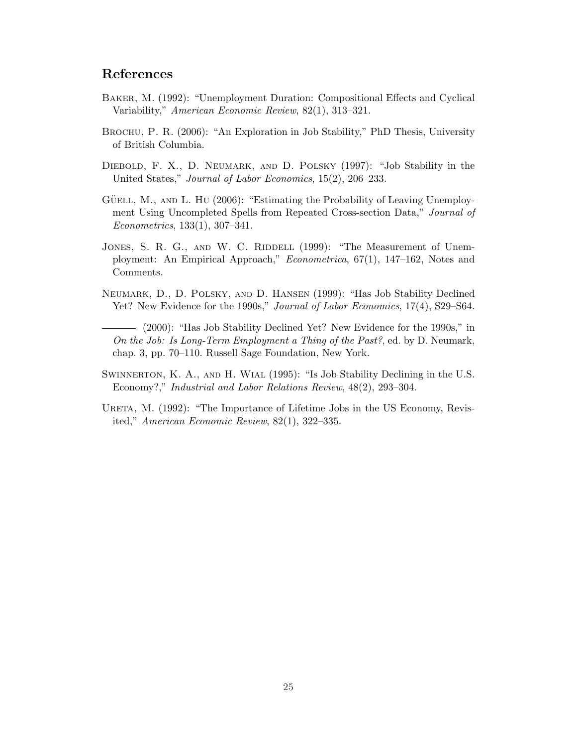## References

Baker, M. (1992): "Unemployment Duration: Compositional Effects and Cyclical Variability," *American Economic Review*, 82(1), 313–321.

Brochu, P. R. (2006): "An Exploration in Job Stability," PhD Thesis, University of British Columbia.

Diebold, F. X., D. Neumark, and D. Polsky (1997): "Job Stability in the United States," *Journal of Labor Economics*, 15(2), 206–233.

Güell, M., and L. Hu (2006): "Estimating the Probability of Leaving Unemployment Using Uncompleted Spells from Repeated Cross-section Data," *Journal of Econometrics*, 133(1), 307–341.

Jones, S. R. G., and W. C. Riddell (1999): "The Measurement of Unemployment: An Empirical Approach," *Econometrica*, 67(1), 147–162, Notes and Comments.

Neumark, D., D. Polsky, and D. Hansen (1999): "Has Job Stability Declined Yet? New Evidence for the 1990s," *Journal of Labor Economics*, 17(4), S29–S64.

——— (2000): "Has Job Stability Declined Yet? New Evidence for the 1990s," in *On the Job: Is Long-Term Employment a Thing of the Past?*, ed. by D. Neumark, chap. 3, pp. 70–110. Russell Sage Foundation, New York.

Swinnerton, K. A., and H. Wial (1995): "Is Job Stability Declining in the U.S. Economy?," *Industrial and Labor Relations Review*, 48(2), 293–304.

Ureta, M. (1992): "The Importance of Lifetime Jobs in the US Economy, Revisited," *American Economic Review*, 82(1), 322–335.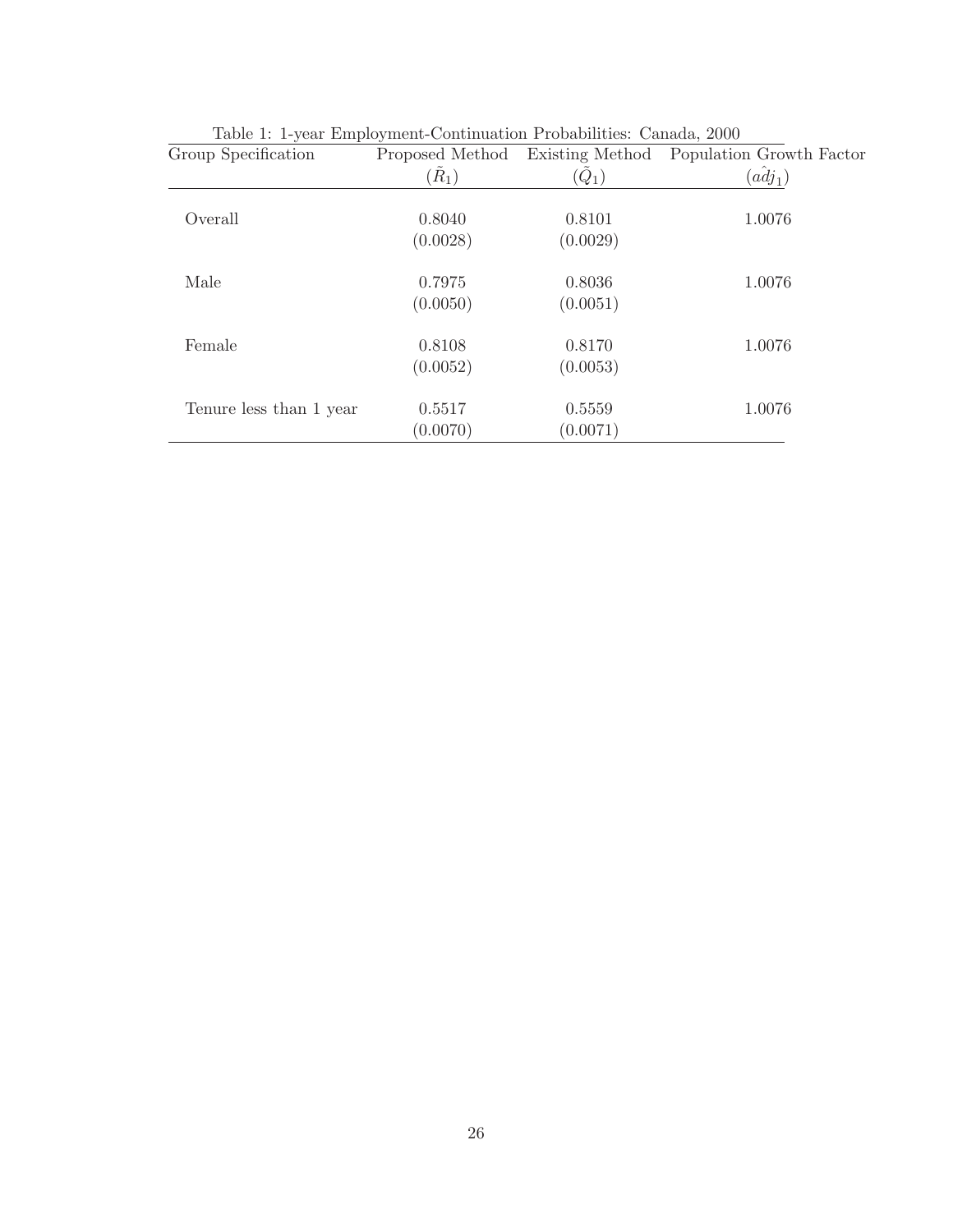Table 1: 1-year Employment-Continuation Probabilities: Canada, 2000

| Group Specification | Proposed Method ($\tilde{R}_1$) | Existing Method ($\tilde{Q}_1$) | Population Growth Factor ($\hat{adj}_1$) |
|---|---|---|---|
| Overall | 0.8040 | 0.8101 | 1.0076 |
| | (0.0028) | (0.0029) | |
| Male | 0.7975 | 0.8036 | 1.0076 |
| | (0.0050) | (0.0051) | |
| Female | 0.8108 | 0.8170 | 1.0076 |
| | (0.0052) | (0.0053) | |
| Tenure less than 1 year | 0.5517 | 0.5559 | 1.0076 |
| | (0.0070) | (0.0071) | |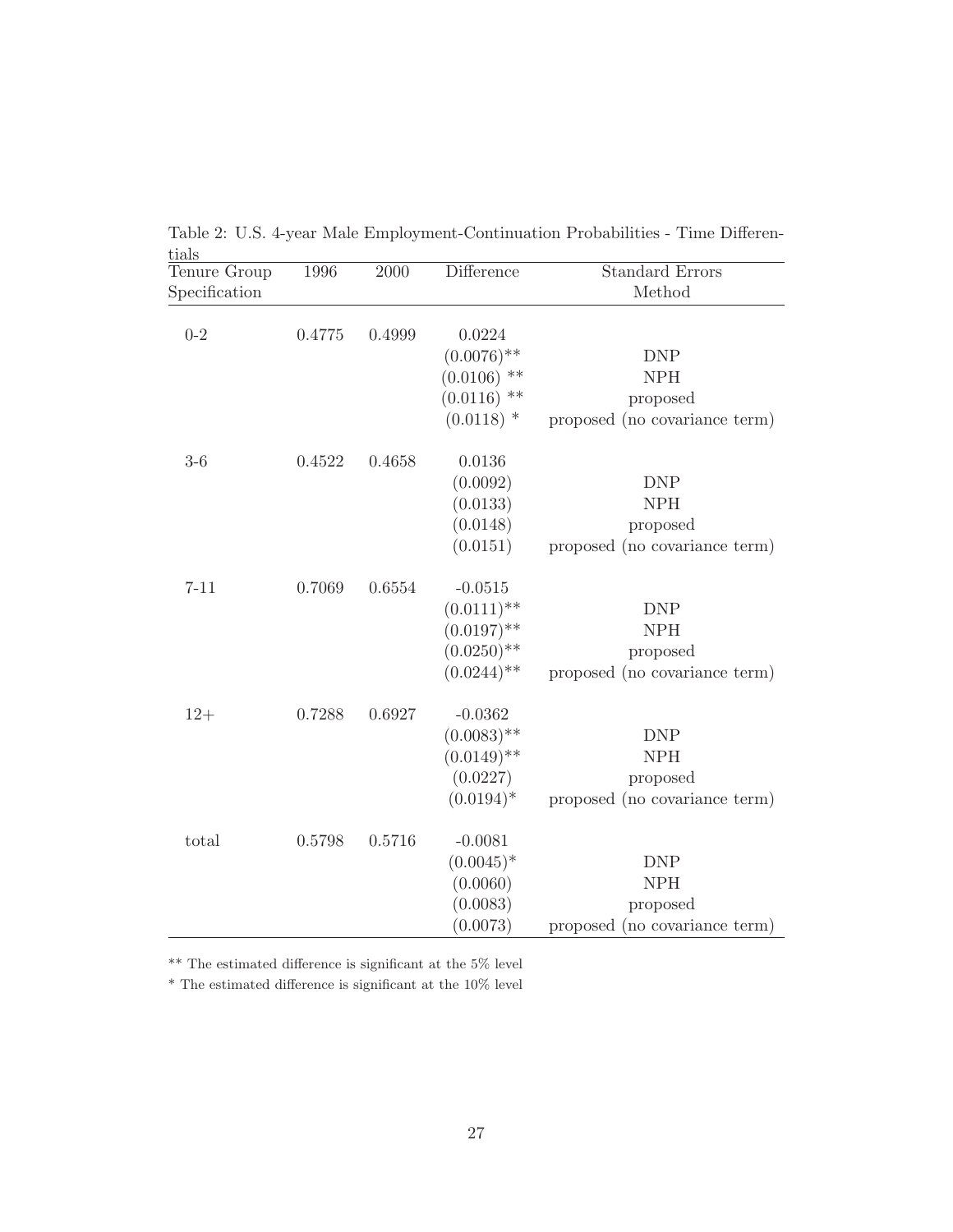Table 2: U.S. 4-year Male Employment-Continuation Probabilities - Time Differentials

| Tenure Group Specification | 1996 | 2000 | Difference | Standard Errors Method |
|---|---|---|---|---|
| 0-2 | 0.4775 | 0.4999 | 0.0224 | |
| | | | (0.0076)** | DNP |
| | | | (0.0106) ** | NPH |
| | | | (0.0116) ** | proposed |
| | | | (0.0118) * | proposed (no covariance term) |
| 3-6 | 0.4522 | 0.4658 | 0.0136 | |
| | | | (0.0092) | DNP |
| | | | (0.0133) | NPH |
| | | | (0.0148) | proposed |
| | | | (0.0151) | proposed (no covariance term) |
| 7-11 | 0.7069 | 0.6554 | -0.0515 | |
| | | | (0.0111)** | DNP |
| | | | (0.0197)** | NPH |
| | | | (0.0250)** | proposed |
| | | | (0.0244)** | proposed (no covariance term) |
| 12+ | 0.7288 | 0.6927 | -0.0362 | |
| | | | (0.0083)** | DNP |
| | | | (0.0149)** | NPH |
| | | | (0.0227) | proposed |
| | | | (0.0194)* | proposed (no covariance term) |
| total | 0.5798 | 0.5716 | -0.0081 | |
| | | | (0.0045)* | DNP |
| | | | (0.0060) | NPH |
| | | | (0.0083) | proposed |
| | | | (0.0073) | proposed (no covariance term) |

** The estimated difference is significant at the 5% level

* The estimated difference is significant at the 10% level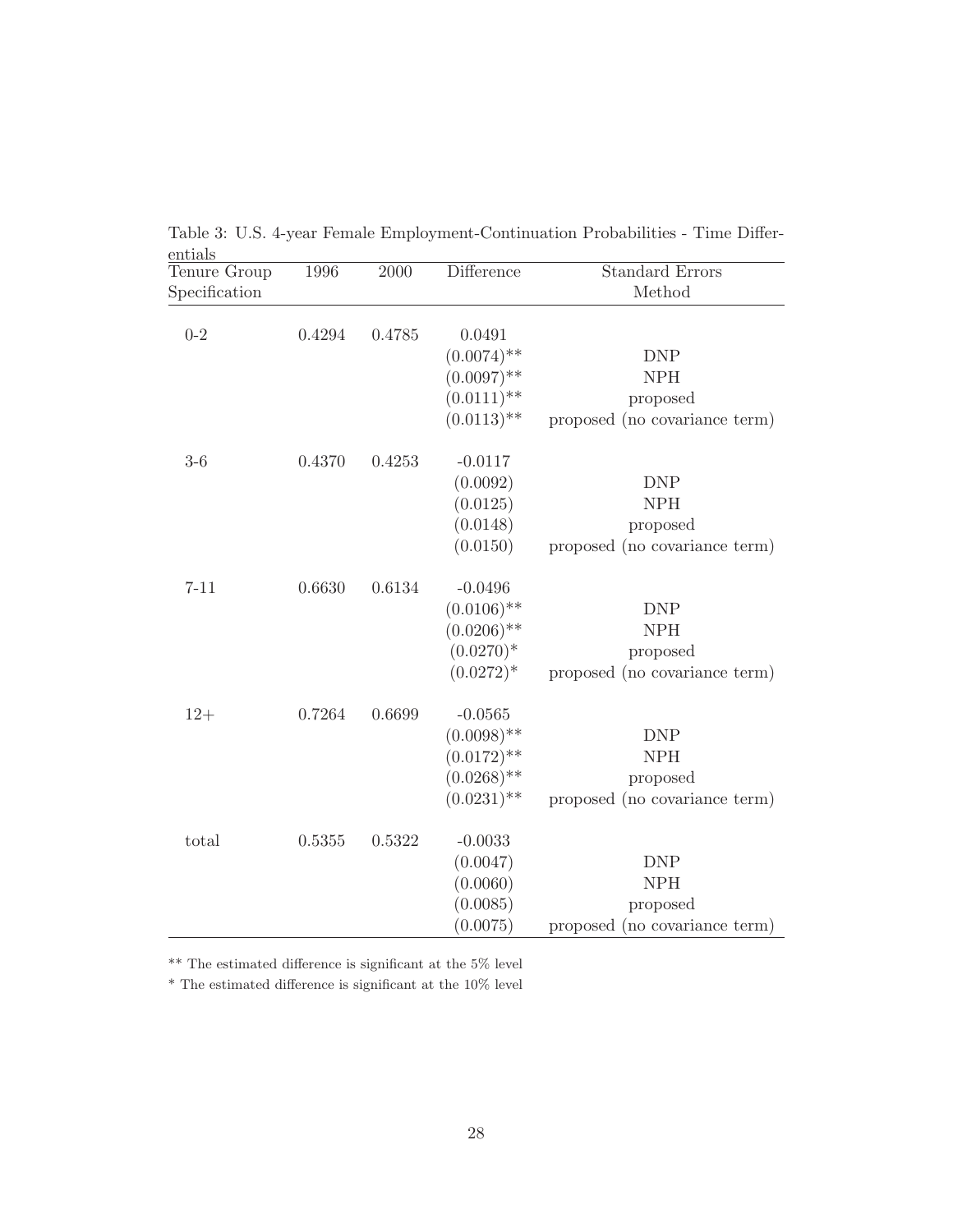Table 3: U.S. 4-year Female Employment-Continuation Probabilities - Time Differentials

| Tenure Group Specification | 1996 | 2000 | Difference | Standard Errors Method |
|---|---|---|---|---|
| 0-2 | 0.4294 | 0.4785 | 0.0491 | |
| | | | (0.0074)** | DNP |
| | | | (0.0097)** | NPH |
| | | | (0.0111)** | proposed |
| | | | (0.0113)** | proposed (no covariance term) |
| 3-6 | 0.4370 | 0.4253 | -0.0117 | |
| | | | (0.0092) | DNP |
| | | | (0.0125) | NPH |
| | | | (0.0148) | proposed |
| | | | (0.0150) | proposed (no covariance term) |
| 7-11 | 0.6630 | 0.6134 | -0.0496 | |
| | | | (0.0106)** | DNP |
| | | | (0.0206)** | NPH |
| | | | (0.0270)* | proposed |
| | | | (0.0272)* | proposed (no covariance term) |
| 12+ | 0.7264 | 0.6699 | -0.0565 | |
| | | | (0.0098)** | DNP |
| | | | (0.0172)** | NPH |
| | | | (0.0268)** | proposed |
| | | | (0.0231)** | proposed (no covariance term) |
| total | 0.5355 | 0.5322 | -0.0033 | |
| | | | (0.0047) | DNP |
| | | | (0.0060) | NPH |
| | | | (0.0085) | proposed |
| | | | (0.0075) | proposed (no covariance term) |

** The estimated difference is significant at the 5% level

* The estimated difference is significant at the 10% level